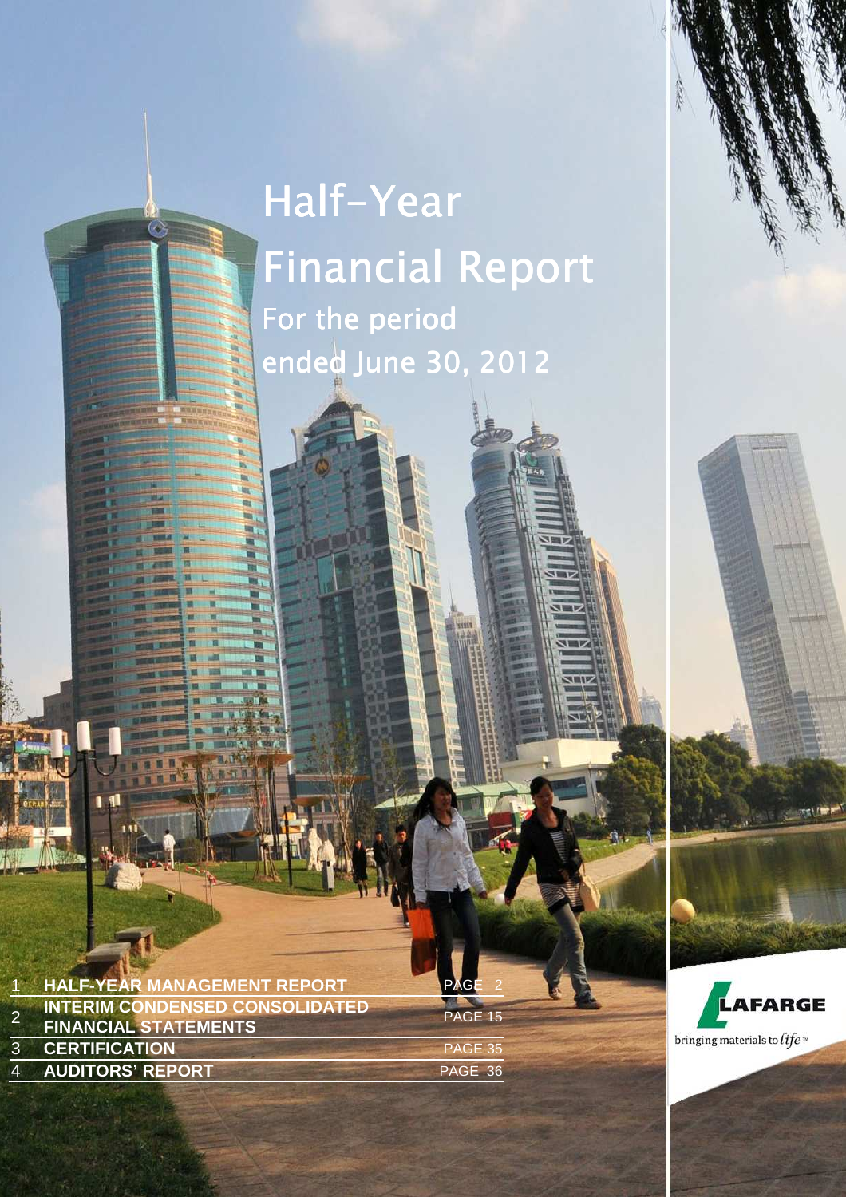# Half-Year Financial Report

## For the period ended June 30, 2012

| | | |
|---|---|---|
| 1 | HALF-YEAR MANAGEMENT REPORT | PAGE 2 |
| 2 | INTERIM CONDENSED CONSOLIDATED FINANCIAL STATEMENTS | PAGE 15 |
| 3 | CERTIFICATION | PAGE 35 |
| 4 | AUDITORS' REPORT | PAGE 36 |

LAFARGE

bringing materials to *life*™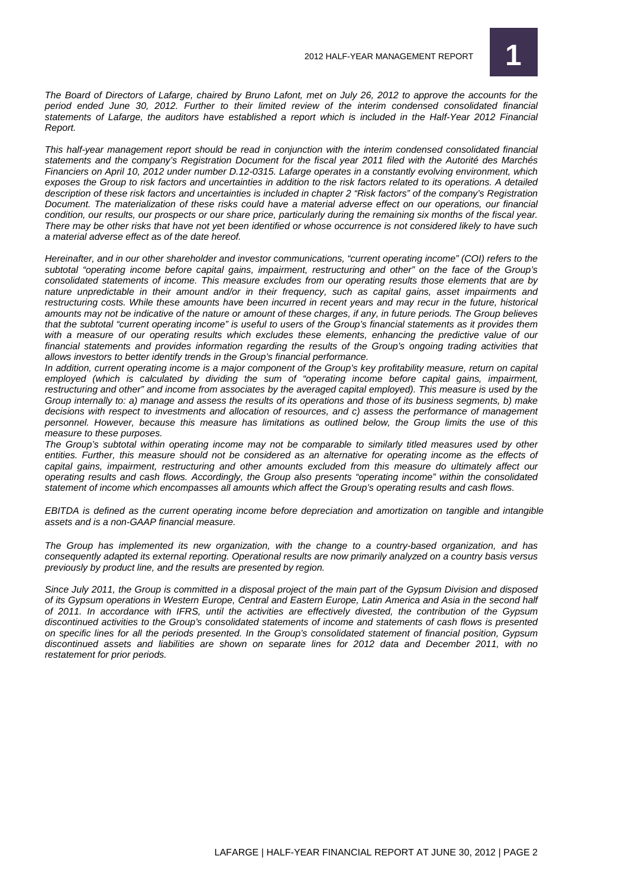*The Board of Directors of Lafarge, chaired by Bruno Lafont, met on July 26, 2012 to approve the accounts for the period ended June 30, 2012. Further to their limited review of the interim condensed consolidated financial statements of Lafarge, the auditors have established a report which is included in the Half-Year 2012 Financial Report.*

*This half-year management report should be read in conjunction with the interim condensed consolidated financial statements and the company's Registration Document for the fiscal year 2011 filed with the Autorité des Marchés Financiers on April 10, 2012 under number D.12-0315. Lafarge operates in a constantly evolving environment, which exposes the Group to risk factors and uncertainties in addition to the risk factors related to its operations. A detailed description of these risk factors and uncertainties is included in chapter 2 "Risk factors" of the company's Registration Document. The materialization of these risks could have a material adverse effect on our operations, our financial condition, our results, our prospects or our share price, particularly during the remaining six months of the fiscal year. There may be other risks that have not yet been identified or whose occurrence is not considered likely to have such a material adverse effect as of the date hereof.*

*Hereinafter, and in our other shareholder and investor communications, "current operating income" (COI) refers to the subtotal "operating income before capital gains, impairment, restructuring and other" on the face of the Group's consolidated statements of income. This measure excludes from our operating results those elements that are by nature unpredictable in their amount and/or in their frequency, such as capital gains, asset impairments and restructuring costs. While these amounts have been incurred in recent years and may recur in the future, historical amounts may not be indicative of the nature or amount of these charges, if any, in future periods. The Group believes that the subtotal "current operating income" is useful to users of the Group's financial statements as it provides them with a measure of our operating results which excludes these elements, enhancing the predictive value of our financial statements and provides information regarding the results of the Group's ongoing trading activities that allows investors to better identify trends in the Group's financial performance.*

*In addition, current operating income is a major component of the Group's key profitability measure, return on capital employed (which is calculated by dividing the sum of "operating income before capital gains, impairment, restructuring and other" and income from associates by the averaged capital employed). This measure is used by the Group internally to: a) manage and assess the results of its operations and those of its business segments, b) make decisions with respect to investments and allocation of resources, and c) assess the performance of management personnel. However, because this measure has limitations as outlined below, the Group limits the use of this measure to these purposes.*

*The Group's subtotal within operating income may not be comparable to similarly titled measures used by other entities. Further, this measure should not be considered as an alternative for operating income as the effects of capital gains, impairment, restructuring and other amounts excluded from this measure do ultimately affect our operating results and cash flows. Accordingly, the Group also presents "operating income" within the consolidated statement of income which encompasses all amounts which affect the Group's operating results and cash flows.*

*EBITDA is defined as the current operating income before depreciation and amortization on tangible and intangible assets and is a non-GAAP financial measure.*

*The Group has implemented its new organization, with the change to a country-based organization, and has consequently adapted its external reporting. Operational results are now primarily analyzed on a country basis versus previously by product line, and the results are presented by region.*

*Since July 2011, the Group is committed in a disposal project of the main part of the Gypsum Division and disposed of its Gypsum operations in Western Europe, Central and Eastern Europe, Latin America and Asia in the second half of 2011. In accordance with IFRS, until the activities are effectively divested, the contribution of the Gypsum discontinued activities to the Group's consolidated statements of income and statements of cash flows is presented on specific lines for all the periods presented. In the Group's consolidated statement of financial position, Gypsum discontinued assets and liabilities are shown on separate lines for 2012 data and December 2011, with no restatement for prior periods.*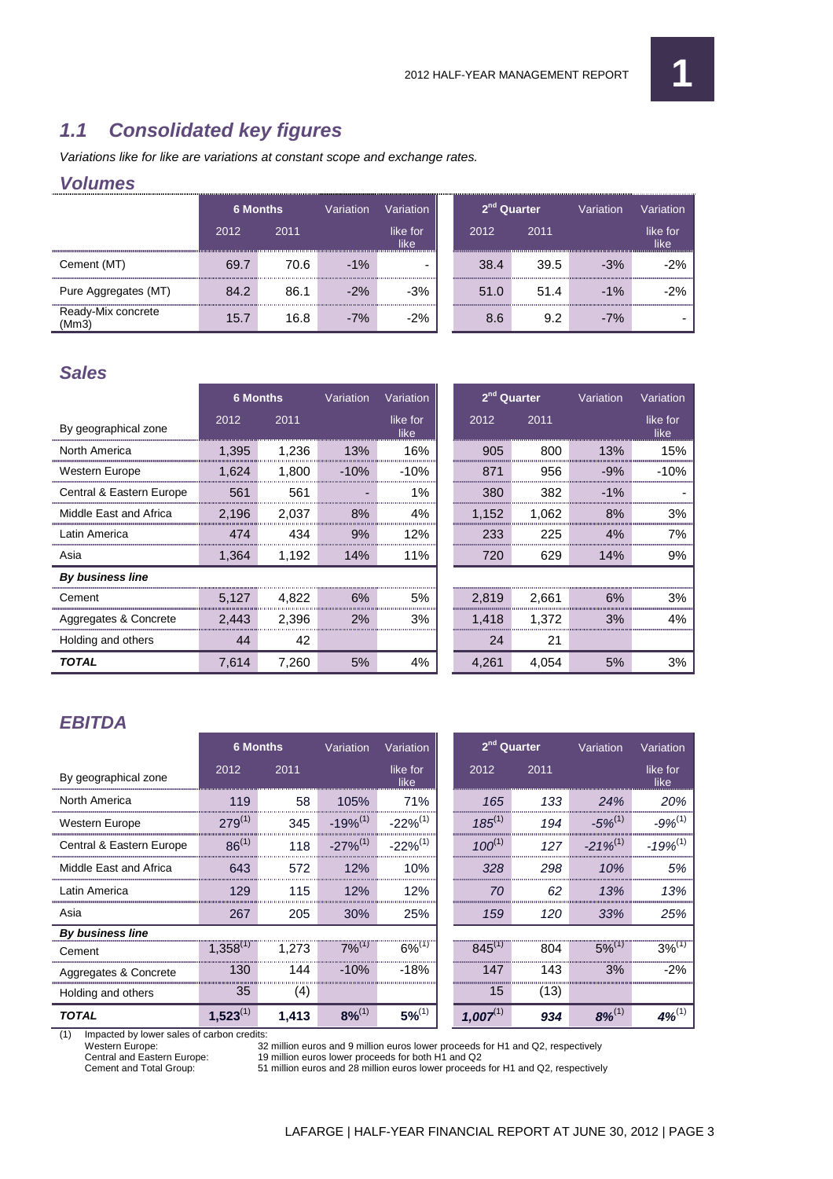## 1.1 Consolidated key figures

*Variations like for like are variations at constant scope and exchange rates.*

### Volumes

| | 6 Months | | Variation | Variation | 2nd Quarter | | Variation | Variation |
|---|---|---|---|---|---|---|---|---|
| | 2012 | 2011 | | like for like | 2012 | 2011 | | like for like |
| Cement (MT) | 69.7 | 70.6 | -1% | - | 38.4 | 39.5 | -3% | -2% |
| Pure Aggregates (MT) | 84.2 | 86.1 | -2% | -3% | 51.0 | 51.4 | -1% | -2% |
| Ready-Mix concrete (Mm3) | 15.7 | 16.8 | -7% | -2% | 8.6 | 9.2 | -7% | - |

### Sales

| | 6 Months | | Variation | Variation | 2nd Quarter | | Variation | Variation |
|---|---|---|---|---|---|---|---|---|
| By geographical zone | 2012 | 2011 | | like for like | 2012 | 2011 | | like for like |
| North America | 1,395 | 1,236 | 13% | 16% | 905 | 800 | 13% | 15% |
| Western Europe | 1,624 | 1,800 | -10% | -10% | 871 | 956 | -9% | -10% |
| Central & Eastern Europe | 561 | 561 | - | 1% | 380 | 382 | -1% | - |
| Middle East and Africa | 2,196 | 2,037 | 8% | 4% | 1,152 | 1,062 | 8% | 3% |
| Latin America | 474 | 434 | 9% | 12% | 233 | 225 | 4% | 7% |
| Asia | 1,364 | 1,192 | 14% | 11% | 720 | 629 | 14% | 9% |
| ***By business line*** | | | | | | | | |
| Cement | 5,127 | 4,822 | 6% | 5% | 2,819 | 2,661 | 6% | 3% |
| Aggregates & Concrete | 2,443 | 2,396 | 2% | 3% | 1,418 | 1,372 | 3% | 4% |
| Holding and others | 44 | 42 | | | 24 | 21 | | |
| ***TOTAL*** | 7,614 | 7,260 | 5% | 4% | 4,261 | 4,054 | 5% | 3% |

### EBITDA

| | 6 Months | | Variation | Variation | 2nd Quarter | | Variation | Variation |
|---|---|---|---|---|---|---|---|---|
| By geographical zone | 2012 | 2011 | | like for like | 2012 | 2011 | | like for like |
| North America | 119 | 58 | 105% | 71% | *165* | *133* | *24%* | *20%* |
| Western Europe | 279(1) | 345 | -19%(1) | -22%(1) | *185(1)* | *194* | *-5%(1)* | *-9%(1)* |
| Central & Eastern Europe | 86(1) | 118 | -27%(1) | -22%(1) | *100(1)* | *127* | *-21%(1)* | *-19%(1)* |
| Middle East and Africa | 643 | 572 | 12% | 10% | *328* | *298* | *10%* | *5%* |
| Latin America | 129 | 115 | 12% | 12% | *70* | *62* | *13%* | *13%* |
| Asia | 267 | 205 | 30% | 25% | *159* | *120* | *33%* | *25%* |
| ***By business line*** | | | | | | | | |
| Cement | 1,358(1) | 1,273 | 7%(1) | 6%(1) | 845(1) | 804 | 5%(1) | 3%(1) |
| Aggregates & Concrete | 130 | 144 | -10% | -18% | 147 | 143 | 3% | -2% |
| Holding and others | 35 | (4) | | | 15 | (13) | | |
| ***TOTAL*** | **1,523(1)** | **1,413** | **8%(1)** | **5%(1)** | ***1,007(1)*** | ***934*** | ***8%(1)*** | ***4%(1)*** |

(1) Impacted by lower sales of carbon credits:

| | |
|---|---|
| Western Europe: | 32 million euros and 9 million euros lower proceeds for H1 and Q2, respectively |
| Central and Eastern Europe: | 19 million euros lower proceeds for both H1 and Q2 |
| Cement and Total Group: | 51 million euros and 28 million euros lower proceeds for H1 and Q2, respectively |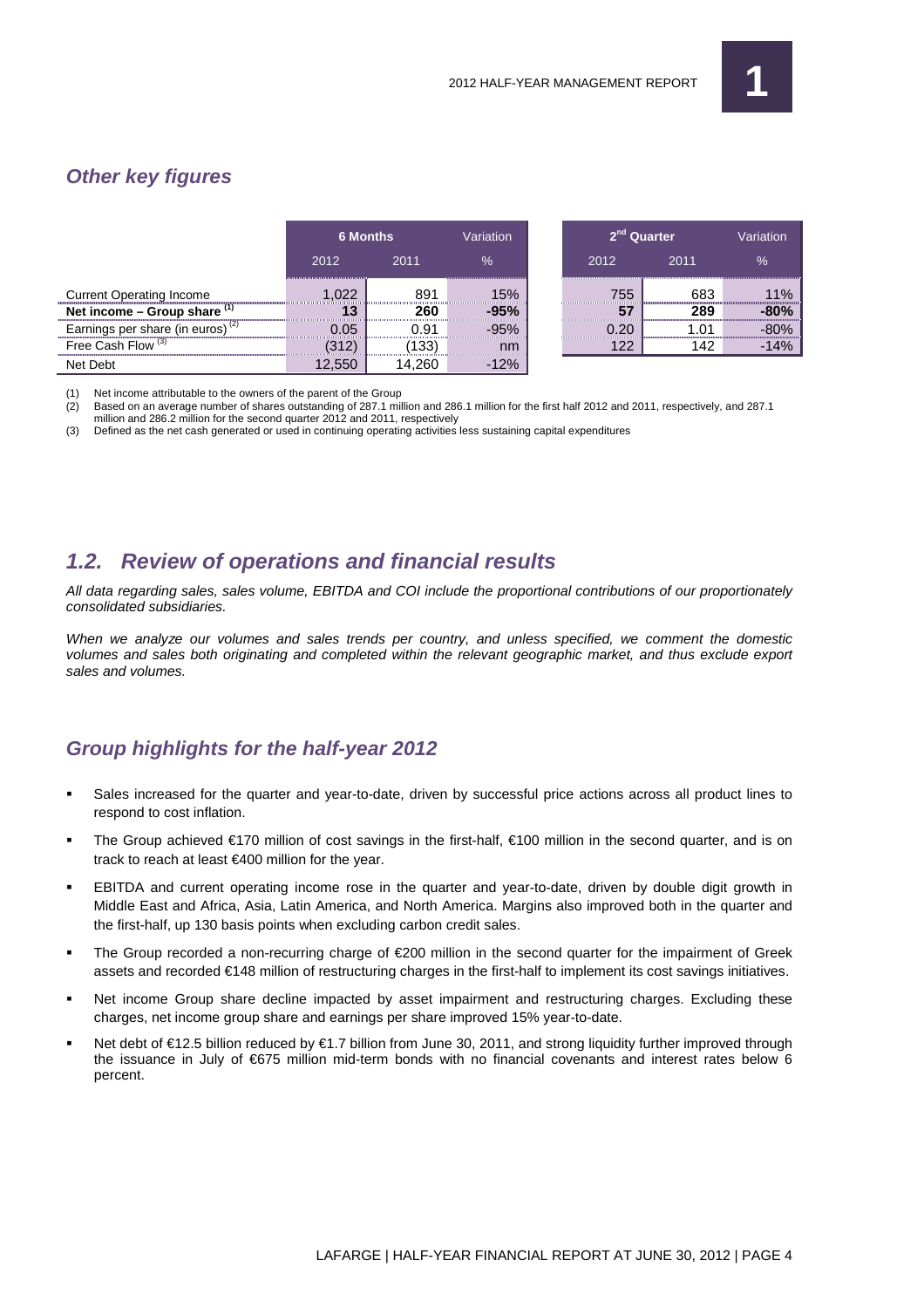## *Other key figures*

| | 6 Months | | Variation | 2nd Quarter | | Variation |
|---|---|---|---|---|---|---|
| | 2012 | 2011 | % | 2012 | 2011 | % |
| Current Operating Income | 1,022 | 891 | 15% | 755 | 683 | 11% |
| **Net income – Group share [(1)]** | **13** | **260** | **-95%** | **57** | **289** | **-80%** |
| Earnings per share (in euros) [(2)] | 0.05 | 0.91 | -95% | 0.20 | 1.01 | -80% |
| Free Cash Flow [(3)] | (312) | (133) | nm | 122 | 142 | -14% |
| Net Debt | 12,550 | 14,260 | -12% | | | |

(1) Net income attributable to the owners of the parent of the Group

(2) Based on an average number of shares outstanding of 287.1 million and 286.1 million for the first half 2012 and 2011, respectively, and 287.1 million and 286.2 million for the second quarter 2012 and 2011, respectively

(3) Defined as the net cash generated or used in continuing operating activities less sustaining capital expenditures

## *1.2. Review of operations and financial results*

*All data regarding sales, sales volume, EBITDA and COI include the proportional contributions of our proportionately consolidated subsidiaries.*

*When we analyze our volumes and sales trends per country, and unless specified, we comment the domestic volumes and sales both originating and completed within the relevant geographic market, and thus exclude export sales and volumes.*

## *Group highlights for the half-year 2012*

- Sales increased for the quarter and year-to-date, driven by successful price actions across all product lines to respond to cost inflation.
- The Group achieved €170 million of cost savings in the first-half, €100 million in the second quarter, and is on track to reach at least €400 million for the year.
- EBITDA and current operating income rose in the quarter and year-to-date, driven by double digit growth in Middle East and Africa, Asia, Latin America, and North America. Margins also improved both in the quarter and the first-half, up 130 basis points when excluding carbon credit sales.
- The Group recorded a non-recurring charge of €200 million in the second quarter for the impairment of Greek assets and recorded €148 million of restructuring charges in the first-half to implement its cost savings initiatives.
- Net income Group share decline impacted by asset impairment and restructuring charges. Excluding these charges, net income group share and earnings per share improved 15% year-to-date.
- Net debt of €12.5 billion reduced by €1.7 billion from June 30, 2011, and strong liquidity further improved through the issuance in July of €675 million mid-term bonds with no financial covenants and interest rates below 6 percent.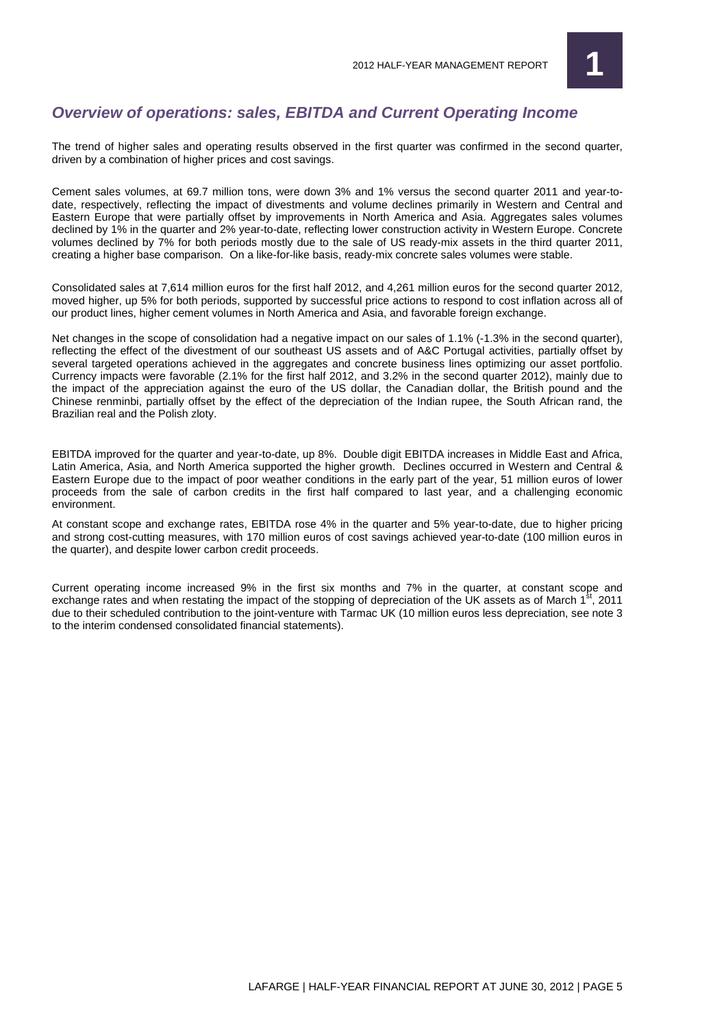## *Overview of operations: sales, EBITDA and Current Operating Income*

The trend of higher sales and operating results observed in the first quarter was confirmed in the second quarter, driven by a combination of higher prices and cost savings.

Cement sales volumes, at 69.7 million tons, were down 3% and 1% versus the second quarter 2011 and year-to-date, respectively, reflecting the impact of divestments and volume declines primarily in Western and Central and Eastern Europe that were partially offset by improvements in North America and Asia. Aggregates sales volumes declined by 1% in the quarter and 2% year-to-date, reflecting lower construction activity in Western Europe. Concrete volumes declined by 7% for both periods mostly due to the sale of US ready-mix assets in the third quarter 2011, creating a higher base comparison. On a like-for-like basis, ready-mix concrete sales volumes were stable.

Consolidated sales at 7,614 million euros for the first half 2012, and 4,261 million euros for the second quarter 2012, moved higher, up 5% for both periods, supported by successful price actions to respond to cost inflation across all of our product lines, higher cement volumes in North America and Asia, and favorable foreign exchange.

Net changes in the scope of consolidation had a negative impact on our sales of 1.1% (-1.3% in the second quarter), reflecting the effect of the divestment of our southeast US assets and of A&C Portugal activities, partially offset by several targeted operations achieved in the aggregates and concrete business lines optimizing our asset portfolio. Currency impacts were favorable (2.1% for the first half 2012, and 3.2% in the second quarter 2012), mainly due to the impact of the appreciation against the euro of the US dollar, the Canadian dollar, the British pound and the Chinese renminbi, partially offset by the effect of the depreciation of the Indian rupee, the South African rand, the Brazilian real and the Polish zloty.

EBITDA improved for the quarter and year-to-date, up 8%. Double digit EBITDA increases in Middle East and Africa, Latin America, Asia, and North America supported the higher growth. Declines occurred in Western and Central & Eastern Europe due to the impact of poor weather conditions in the early part of the year, 51 million euros of lower proceeds from the sale of carbon credits in the first half compared to last year, and a challenging economic environment.

At constant scope and exchange rates, EBITDA rose 4% in the quarter and 5% year-to-date, due to higher pricing and strong cost-cutting measures, with 170 million euros of cost savings achieved year-to-date (100 million euros in the quarter), and despite lower carbon credit proceeds.

Current operating income increased 9% in the first six months and 7% in the quarter, at constant scope and exchange rates and when restating the impact of the stopping of depreciation of the UK assets as of March 1st, 2011 due to their scheduled contribution to the joint-venture with Tarmac UK (10 million euros less depreciation, see note 3 to the interim condensed consolidated financial statements).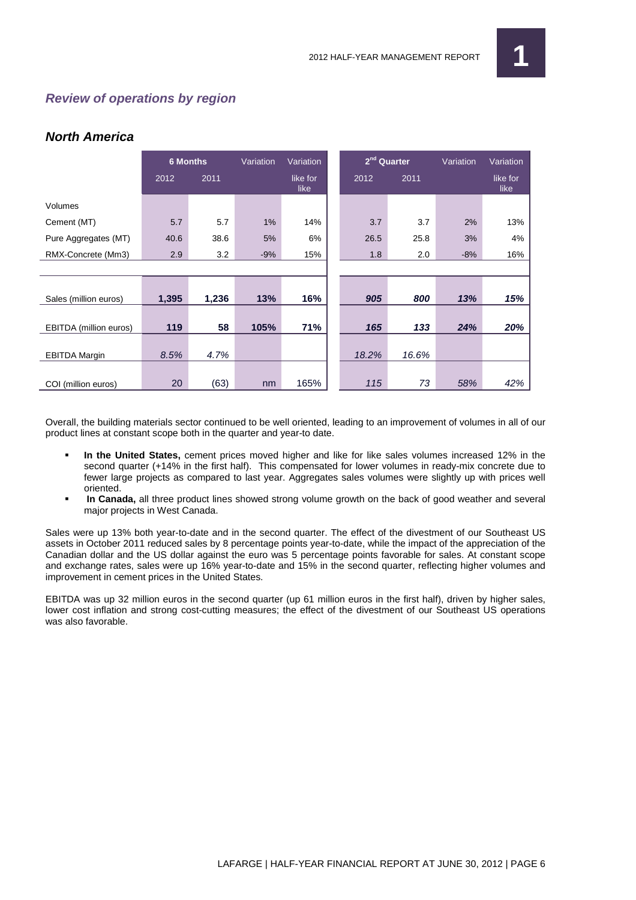## *Review of operations by region*

### *North America*

| | 6 Months | | Variation | Variation | 2nd Quarter | | Variation | Variation |
|---|---|---|---|---|---|---|---|---|
| | 2012 | 2011 | | like for like | 2012 | 2011 | | like for like |
| Volumes | | | | | | | | |
| Cement (MT) | 5.7 | 5.7 | 1% | 14% | 3.7 | 3.7 | 2% | 13% |
| Pure Aggregates (MT) | 40.6 | 38.6 | 5% | 6% | 26.5 | 25.8 | 3% | 4% |
| RMX-Concrete (Mm3) | 2.9 | 3.2 | -9% | 15% | 1.8 | 2.0 | -8% | 16% |
| | | | | | | | | |
| Sales (million euros) | **1,395** | **1,236** | **13%** | **16%** | ***905*** | ***800*** | ***13%*** | ***15%*** |
| EBITDA (million euros) | **119** | **58** | **105%** | **71%** | ***165*** | ***133*** | ***24%*** | ***20%*** |
| EBITDA Margin | *8.5%* | *4.7%* | | | *18.2%* | *16.6%* | | |
| COI (million euros) | 20 | (63) | nm | 165% | *115* | *73* | *58%* | *42%* |

Overall, the building materials sector continued to be well oriented, leading to an improvement of volumes in all of our product lines at constant scope both in the quarter and year-to date.

- **In the United States,** cement prices moved higher and like for like sales volumes increased 12% in the second quarter (+14% in the first half). This compensated for lower volumes in ready-mix concrete due to fewer large projects as compared to last year. Aggregates sales volumes were slightly up with prices well oriented.
- **In Canada,** all three product lines showed strong volume growth on the back of good weather and several major projects in West Canada.

Sales were up 13% both year-to-date and in the second quarter. The effect of the divestment of our Southeast US assets in October 2011 reduced sales by 8 percentage points year-to-date, while the impact of the appreciation of the Canadian dollar and the US dollar against the euro was 5 percentage points favorable for sales. At constant scope and exchange rates, sales were up 16% year-to-date and 15% in the second quarter, reflecting higher volumes and improvement in cement prices in the United States.

EBITDA was up 32 million euros in the second quarter (up 61 million euros in the first half), driven by higher sales, lower cost inflation and strong cost-cutting measures; the effect of the divestment of our Southeast US operations was also favorable.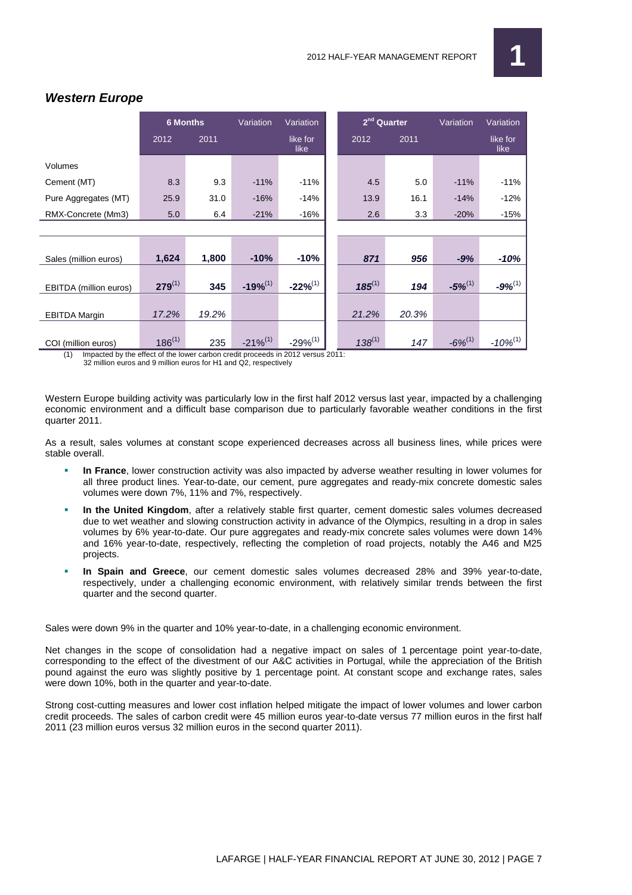## Western Europe

| | 6 Months | | Variation | Variation | 2nd Quarter | | Variation | Variation |
|---|---|---|---|---|---|---|---|---|
| | 2012 | 2011 | | like for like | 2012 | 2011 | | like for like |
| Volumes | | | | | | | | |
| Cement (MT) | 8.3 | 9.3 | -11% | -11% | 4.5 | 5.0 | -11% | -11% |
| Pure Aggregates (MT) | 25.9 | 31.0 | -16% | -14% | 13.9 | 16.1 | -14% | -12% |
| RMX-Concrete (Mm3) | 5.0 | 6.4 | -21% | -16% | 2.6 | 3.3 | -20% | -15% |
| | | | | | | | | |
| Sales (million euros) | **1,624** | **1,800** | **-10%** | **-10%** | ***871*** | ***956*** | ***-9%*** | ***-10%*** |
| EBITDA (million euros) | **279[1]** | **345** | **-19%[1]** | **-22%[1]** | ***185[1]*** | ***194*** | ***-5%[1]*** | ***-9%[1]*** |
| EBITDA Margin | *17.2%* | *19.2%* | | | *21.2%* | *20.3%* | | |
| COI (million euros) | 186[1] | 235 | -21%[1] | -29%[1] | *138[1]* | *147* | *-6%[1]* | *-10%[1]* |

(1) Impacted by the effect of the lower carbon credit proceeds in 2012 versus 2011: 32 million euros and 9 million euros for H1 and Q2, respectively

Western Europe building activity was particularly low in the first half 2012 versus last year, impacted by a challenging economic environment and a difficult base comparison due to particularly favorable weather conditions in the first quarter 2011.

As a result, sales volumes at constant scope experienced decreases across all business lines, while prices were stable overall.

- **In France**, lower construction activity was also impacted by adverse weather resulting in lower volumes for all three product lines. Year-to-date, our cement, pure aggregates and ready-mix concrete domestic sales volumes were down 7%, 11% and 7%, respectively.
- **In the United Kingdom**, after a relatively stable first quarter, cement domestic sales volumes decreased due to wet weather and slowing construction activity in advance of the Olympics, resulting in a drop in sales volumes by 6% year-to-date. Our pure aggregates and ready-mix concrete sales volumes were down 14% and 16% year-to-date, respectively, reflecting the completion of road projects, notably the A46 and M25 projects.
- **In Spain and Greece**, our cement domestic sales volumes decreased 28% and 39% year-to-date, respectively, under a challenging economic environment, with relatively similar trends between the first quarter and the second quarter.

Sales were down 9% in the quarter and 10% year-to-date, in a challenging economic environment.

Net changes in the scope of consolidation had a negative impact on sales of 1 percentage point year-to-date, corresponding to the effect of the divestment of our A&C activities in Portugal, while the appreciation of the British pound against the euro was slightly positive by 1 percentage point. At constant scope and exchange rates, sales were down 10%, both in the quarter and year-to-date.

Strong cost-cutting measures and lower cost inflation helped mitigate the impact of lower volumes and lower carbon credit proceeds. The sales of carbon credit were 45 million euros year-to-date versus 77 million euros in the first half 2011 (23 million euros versus 32 million euros in the second quarter 2011).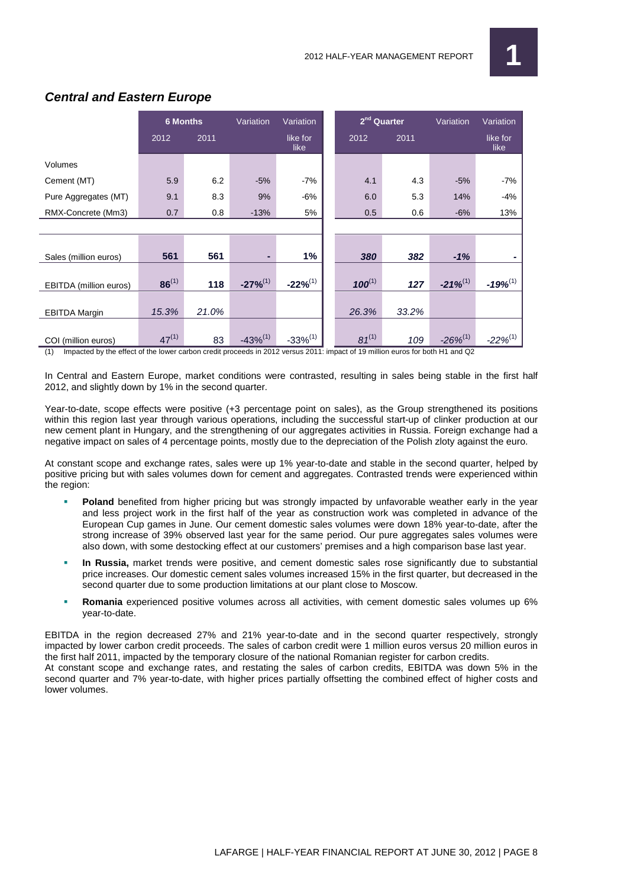## *Central and Eastern Europe*

| | 6 Months | | Variation | Variation | 2nd Quarter | | Variation | Variation |
|---|---|---|---|---|---|---|---|---|
| | 2012 | 2011 | | like for like | 2012 | 2011 | | like for like |
| Volumes | | | | | | | | |
| Cement (MT) | 5.9 | 6.2 | -5% | -7% | 4.1 | 4.3 | -5% | -7% |
| Pure Aggregates (MT) | 9.1 | 8.3 | 9% | -6% | 6.0 | 5.3 | 14% | -4% |
| RMX-Concrete (Mm3) | 0.7 | 0.8 | -13% | 5% | 0.5 | 0.6 | -6% | 13% |
| Sales (million euros) | **561** | **561** | **-** | **1%** | ***380*** | ***382*** | ***-1%*** | ***-*** |
| EBITDA (million euros) | **86(1)** | **118** | **-27%(1)** | **-22%(1)** | ***100(1)*** | ***127*** | ***-21%(1)*** | ***-19%(1)*** |
| EBITDA Margin | *15.3%* | *21.0%* | | | *26.3%* | *33.2%* | | |
| COI (million euros) | 47(1) | 83 | -43%(1) | -33%(1) | *81(1)* | *109* | *-26%(1)* | *-22%(1)* |

(1) Impacted by the effect of the lower carbon credit proceeds in 2012 versus 2011: impact of 19 million euros for both H1 and Q2

In Central and Eastern Europe, market conditions were contrasted, resulting in sales being stable in the first half 2012, and slightly down by 1% in the second quarter.

Year-to-date, scope effects were positive (+3 percentage point on sales), as the Group strengthened its positions within this region last year through various operations, including the successful start-up of clinker production at our new cement plant in Hungary, and the strengthening of our aggregates activities in Russia. Foreign exchange had a negative impact on sales of 4 percentage points, mostly due to the depreciation of the Polish zloty against the euro.

At constant scope and exchange rates, sales were up 1% year-to-date and stable in the second quarter, helped by positive pricing but with sales volumes down for cement and aggregates. Contrasted trends were experienced within the region:

- **Poland** benefited from higher pricing but was strongly impacted by unfavorable weather early in the year and less project work in the first half of the year as construction work was completed in advance of the European Cup games in June. Our cement domestic sales volumes were down 18% year-to-date, after the strong increase of 39% observed last year for the same period. Our pure aggregates sales volumes were also down, with some destocking effect at our customers' premises and a high comparison base last year.
- **In Russia,** market trends were positive, and cement domestic sales rose significantly due to substantial price increases. Our domestic cement sales volumes increased 15% in the first quarter, but decreased in the second quarter due to some production limitations at our plant close to Moscow.
- **Romania** experienced positive volumes across all activities, with cement domestic sales volumes up 6% year-to-date.

EBITDA in the region decreased 27% and 21% year-to-date and in the second quarter respectively, strongly impacted by lower carbon credit proceeds. The sales of carbon credit were 1 million euros versus 20 million euros in the first half 2011, impacted by the temporary closure of the national Romanian register for carbon credits.
At constant scope and exchange rates, and restating the sales of carbon credits, EBITDA was down 5% in the second quarter and 7% year-to-date, with higher prices partially offsetting the combined effect of higher costs and lower volumes.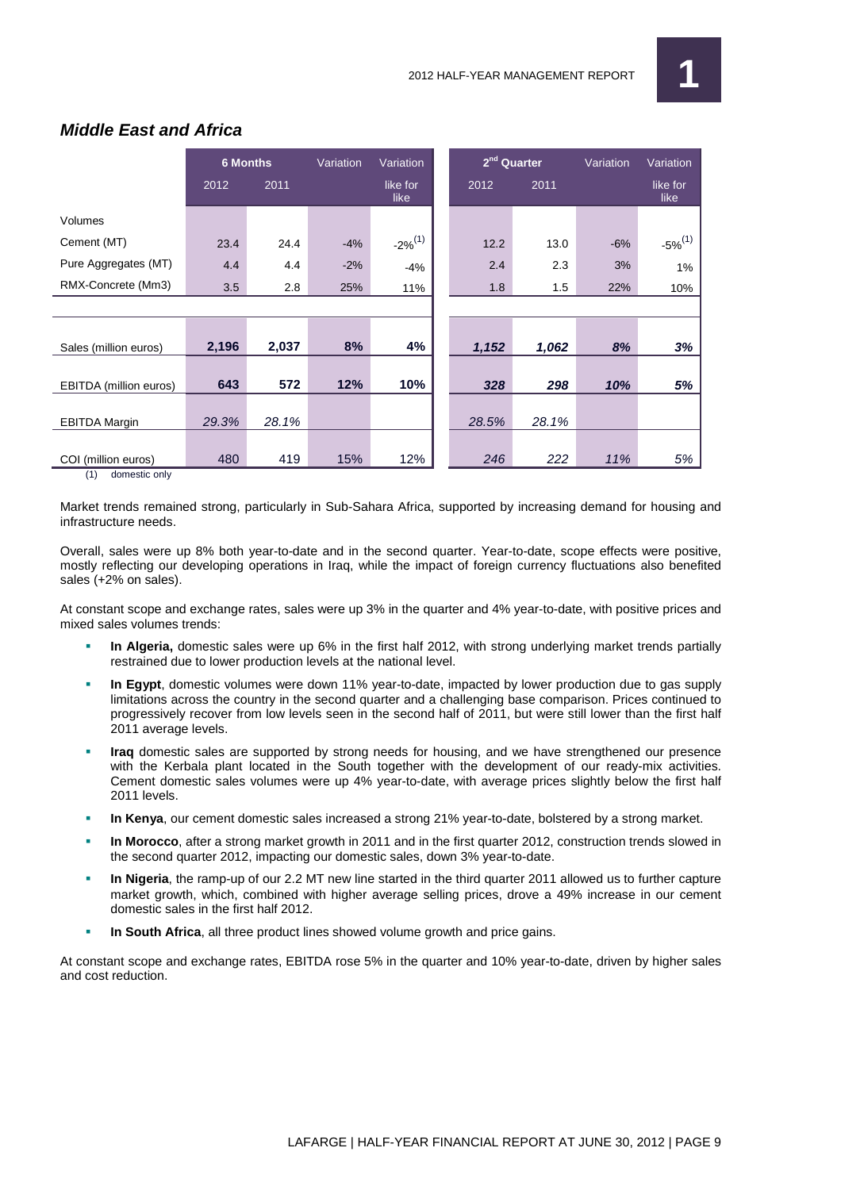## *Middle East and Africa*

| | 6 Months | | Variation | Variation | 2nd Quarter | | Variation | Variation |
|---|---|---|---|---|---|---|---|---|
| | 2012 | 2011 | | like for like | 2012 | 2011 | | like for like |
| Volumes | | | | | | | | |
| Cement (MT) | 23.4 | 24.4 | -4% | -2%[1] | 12.2 | 13.0 | -6% | -5%[1] |
| Pure Aggregates (MT) | 4.4 | 4.4 | -2% | -4% | 2.4 | 2.3 | 3% | 1% |
| RMX-Concrete (Mm3) | 3.5 | 2.8 | 25% | 11% | 1.8 | 1.5 | 22% | 10% |
| Sales (million euros) | **2,196** | **2,037** | **8%** | **4%** | ***1,152*** | ***1,062*** | ***8%*** | ***3%*** |
| EBITDA (million euros) | **643** | **572** | **12%** | **10%** | ***328*** | ***298*** | ***10%*** | ***5%*** |
| EBITDA Margin | *29.3%* | *28.1%* | | | *28.5%* | *28.1%* | | |
| COI (million euros) | 480 | 419 | 15% | 12% | *246* | *222* | *11%* | *5%* |

(1) domestic only

Market trends remained strong, particularly in Sub-Sahara Africa, supported by increasing demand for housing and infrastructure needs.

Overall, sales were up 8% both year-to-date and in the second quarter. Year-to-date, scope effects were positive, mostly reflecting our developing operations in Iraq, while the impact of foreign currency fluctuations also benefited sales (+2% on sales).

At constant scope and exchange rates, sales were up 3% in the quarter and 4% year-to-date, with positive prices and mixed sales volumes trends:

- **In Algeria,** domestic sales were up 6% in the first half 2012, with strong underlying market trends partially restrained due to lower production levels at the national level.
- **In Egypt**, domestic volumes were down 11% year-to-date, impacted by lower production due to gas supply limitations across the country in the second quarter and a challenging base comparison. Prices continued to progressively recover from low levels seen in the second half of 2011, but were still lower than the first half 2011 average levels.
- **Iraq** domestic sales are supported by strong needs for housing, and we have strengthened our presence with the Kerbala plant located in the South together with the development of our ready-mix activities. Cement domestic sales volumes were up 4% year-to-date, with average prices slightly below the first half 2011 levels.
- **In Kenya**, our cement domestic sales increased a strong 21% year-to-date, bolstered by a strong market.
- **In Morocco**, after a strong market growth in 2011 and in the first quarter 2012, construction trends slowed in the second quarter 2012, impacting our domestic sales, down 3% year-to-date.
- **In Nigeria**, the ramp-up of our 2.2 MT new line started in the third quarter 2011 allowed us to further capture market growth, which, combined with higher average selling prices, drove a 49% increase in our cement domestic sales in the first half 2012.
- **In South Africa**, all three product lines showed volume growth and price gains.

At constant scope and exchange rates, EBITDA rose 5% in the quarter and 10% year-to-date, driven by higher sales and cost reduction.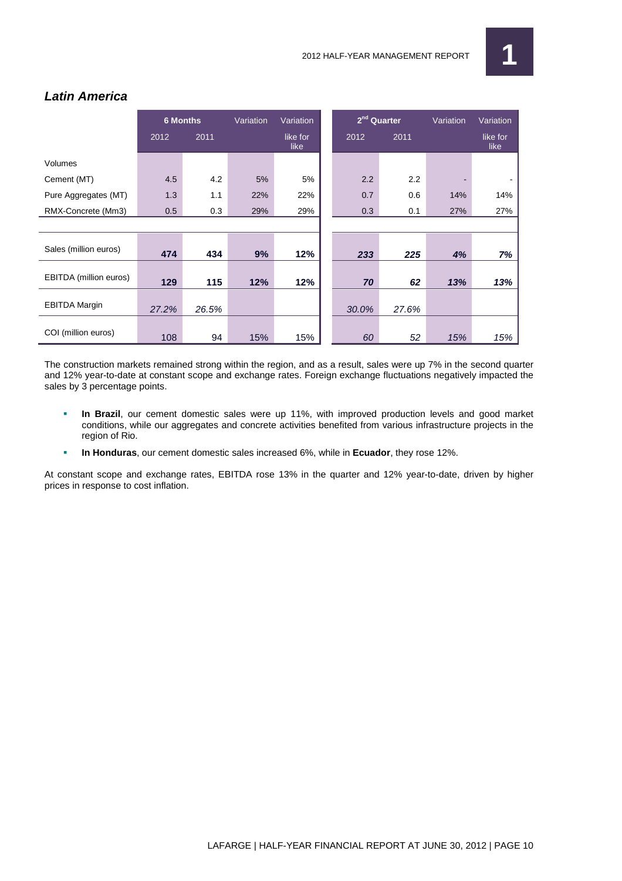## *Latin America*

| | 6 Months | | Variation | Variation | 2nd Quarter | | Variation | Variation |
|---|---|---|---|---|---|---|---|---|
| | 2012 | 2011 | | like for like | 2012 | 2011 | | like for like |
| Volumes | | | | | | | | |
| Cement (MT) | 4.5 | 4.2 | 5% | 5% | 2.2 | 2.2 | - | - |
| Pure Aggregates (MT) | 1.3 | 1.1 | 22% | 22% | 0.7 | 0.6 | 14% | 14% |
| RMX-Concrete (Mm3) | 0.5 | 0.3 | 29% | 29% | 0.3 | 0.1 | 27% | 27% |
| | | | | | | | | |
| Sales (million euros) | **474** | **434** | **9%** | **12%** | ***233*** | ***225*** | ***4%*** | ***7%*** |
| EBITDA (million euros) | **129** | **115** | **12%** | **12%** | ***70*** | ***62*** | ***13%*** | ***13%*** |
| EBITDA Margin | *27.2%* | *26.5%* | | | *30.0%* | *27.6%* | | |
| COI (million euros) | 108 | 94 | 15% | 15% | *60* | *52* | *15%* | *15%* |

The construction markets remained strong within the region, and as a result, sales were up 7% in the second quarter and 12% year-to-date at constant scope and exchange rates. Foreign exchange fluctuations negatively impacted the sales by 3 percentage points.

- **In Brazil**, our cement domestic sales were up 11%, with improved production levels and good market conditions, while our aggregates and concrete activities benefited from various infrastructure projects in the region of Rio.
- **In Honduras**, our cement domestic sales increased 6%, while in **Ecuador**, they rose 12%.

At constant scope and exchange rates, EBITDA rose 13% in the quarter and 12% year-to-date, driven by higher prices in response to cost inflation.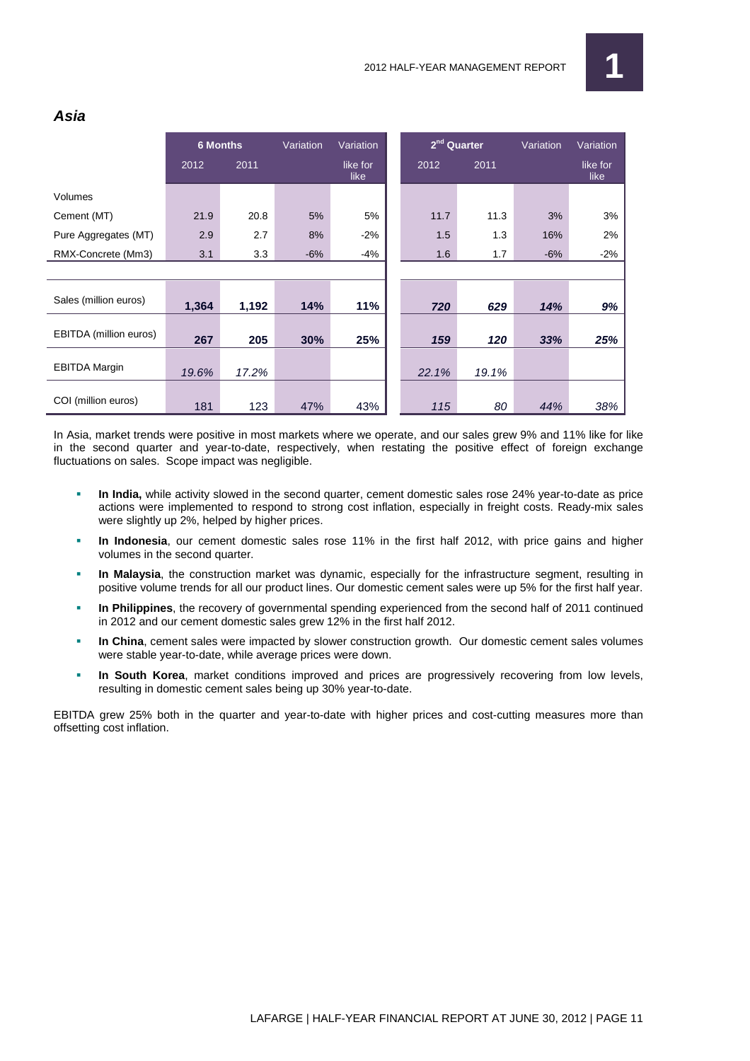## *Asia*

| | 6 Months | | Variation | Variation | 2nd Quarter | | Variation | Variation |
|---|---|---|---|---|---|---|---|---|
| | 2012 | 2011 | | like for like | 2012 | 2011 | | like for like |
| Volumes | | | | | | | | |
| Cement (MT) | 21.9 | 20.8 | 5% | 5% | 11.7 | 11.3 | 3% | 3% |
| Pure Aggregates (MT) | 2.9 | 2.7 | 8% | -2% | 1.5 | 1.3 | 16% | 2% |
| RMX-Concrete (Mm3) | 3.1 | 3.3 | -6% | -4% | 1.6 | 1.7 | -6% | -2% |
| | | | | | | | | |
| Sales (million euros) | **1,364** | **1,192** | **14%** | **11%** | ***720*** | ***629*** | ***14%*** | ***9%*** |
| EBITDA (million euros) | **267** | **205** | **30%** | **25%** | ***159*** | ***120*** | ***33%*** | ***25%*** |
| EBITDA Margin | *19.6%* | *17.2%* | | | *22.1%* | *19.1%* | | |
| COI (million euros) | 181 | 123 | 47% | 43% | *115* | *80* | *44%* | *38%* |

In Asia, market trends were positive in most markets where we operate, and our sales grew 9% and 11% like for like in the second quarter and year-to-date, respectively, when restating the positive effect of foreign exchange fluctuations on sales. Scope impact was negligible.

- **In India,** while activity slowed in the second quarter, cement domestic sales rose 24% year-to-date as price actions were implemented to respond to strong cost inflation, especially in freight costs. Ready-mix sales were slightly up 2%, helped by higher prices.
- **In Indonesia**, our cement domestic sales rose 11% in the first half 2012, with price gains and higher volumes in the second quarter.
- **In Malaysia**, the construction market was dynamic, especially for the infrastructure segment, resulting in positive volume trends for all our product lines. Our domestic cement sales were up 5% for the first half year.
- **In Philippines**, the recovery of governmental spending experienced from the second half of 2011 continued in 2012 and our cement domestic sales grew 12% in the first half 2012.
- **In China**, cement sales were impacted by slower construction growth. Our domestic cement sales volumes were stable year-to-date, while average prices were down.
- **In South Korea**, market conditions improved and prices are progressively recovering from low levels, resulting in domestic cement sales being up 30% year-to-date.

EBITDA grew 25% both in the quarter and year-to-date with higher prices and cost-cutting measures more than offsetting cost inflation.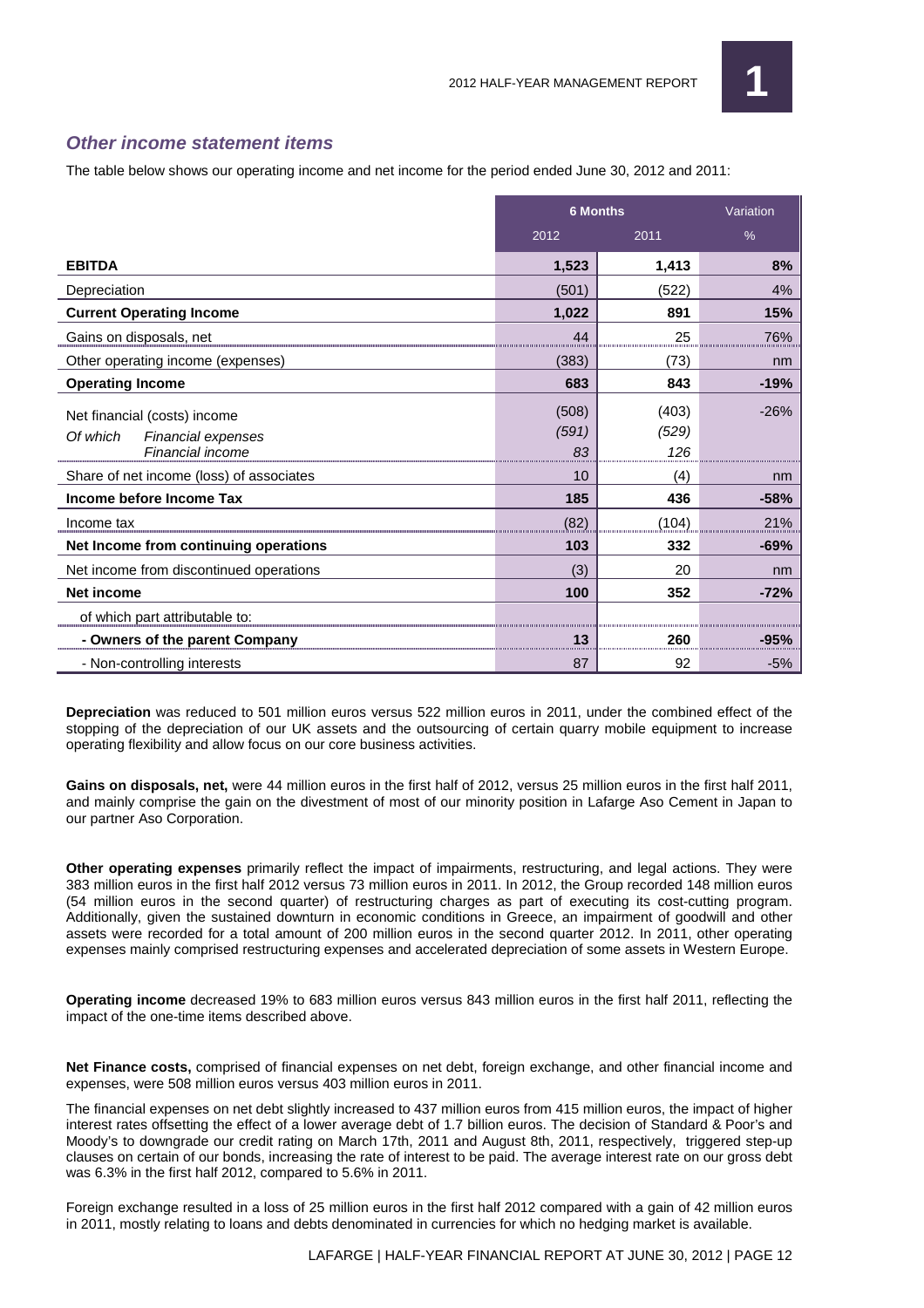### *Other income statement items*

The table below shows our operating income and net income for the period ended June 30, 2012 and 2011:

| | 6 Months | | Variation |
|---|---|---|---|
| | 2012 | 2011 | % |
| **EBITDA** | **1,523** | **1,413** | **8%** |
| Depreciation | (501) | (522) | 4% |
| **Current Operating Income** | **1,022** | **891** | **15%** |
| Gains on disposals, net | 44 | 25 | 76% |
| Other operating income (expenses) | (383) | (73) | nm |
| **Operating Income** | **683** | **843** | **-19%** |
| Net financial (costs) income | (508) | (403) | -26% |
| *Of which Financial expenses* | *(591)* | *(529)* | |
| *Financial income* | *83* | *126* | |
| Share of net income (loss) of associates | 10 | (4) | nm |
| **Income before Income Tax** | **185** | **436** | **-58%** |
| Income tax | (82) | (104) | 21% |
| **Net Income from continuing operations** | **103** | **332** | **-69%** |
| Net income from discontinued operations | (3) | 20 | nm |
| **Net income** | **100** | **352** | **-72%** |
| of which part attributable to: | | | |
| **- Owners of the parent Company** | **13** | **260** | **-95%** |
| - Non-controlling interests | 87 | 92 | -5% |

**Depreciation** was reduced to 501 million euros versus 522 million euros in 2011, under the combined effect of the stopping of the depreciation of our UK assets and the outsourcing of certain quarry mobile equipment to increase operating flexibility and allow focus on our core business activities.

**Gains on disposals, net,** were 44 million euros in the first half of 2012, versus 25 million euros in the first half 2011, and mainly comprise the gain on the divestment of most of our minority position in Lafarge Aso Cement in Japan to our partner Aso Corporation.

**Other operating expenses** primarily reflect the impact of impairments, restructuring, and legal actions. They were 383 million euros in the first half 2012 versus 73 million euros in 2011. In 2012, the Group recorded 148 million euros (54 million euros in the second quarter) of restructuring charges as part of executing its cost-cutting program. Additionally, given the sustained downturn in economic conditions in Greece, an impairment of goodwill and other assets were recorded for a total amount of 200 million euros in the second quarter 2012. In 2011, other operating expenses mainly comprised restructuring expenses and accelerated depreciation of some assets in Western Europe.

**Operating income** decreased 19% to 683 million euros versus 843 million euros in the first half 2011, reflecting the impact of the one-time items described above.

**Net Finance costs,** comprised of financial expenses on net debt, foreign exchange, and other financial income and expenses, were 508 million euros versus 403 million euros in 2011.

The financial expenses on net debt slightly increased to 437 million euros from 415 million euros, the impact of higher interest rates offsetting the effect of a lower average debt of 1.7 billion euros. The decision of Standard & Poor's and Moody's to downgrade our credit rating on March 17th, 2011 and August 8th, 2011, respectively, triggered step-up clauses on certain of our bonds, increasing the rate of interest to be paid. The average interest rate on our gross debt was 6.3% in the first half 2012, compared to 5.6% in 2011.

Foreign exchange resulted in a loss of 25 million euros in the first half 2012 compared with a gain of 42 million euros in 2011, mostly relating to loans and debts denominated in currencies for which no hedging market is available.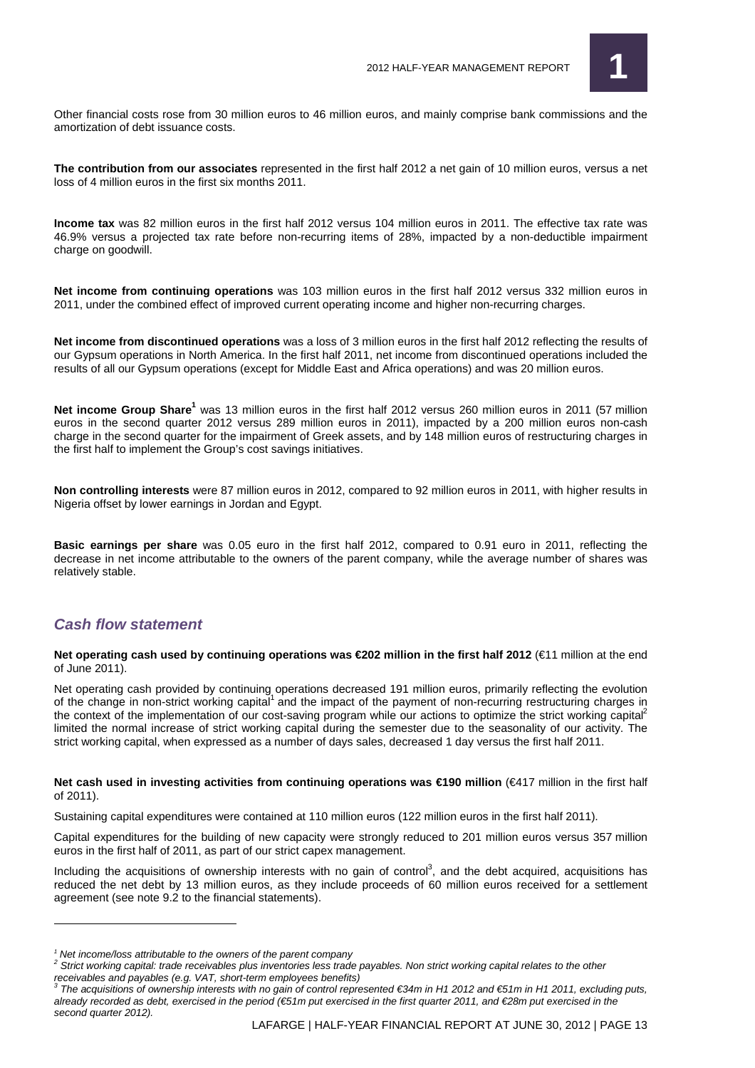Other financial costs rose from 30 million euros to 46 million euros, and mainly comprise bank commissions and the amortization of debt issuance costs.

**The contribution from our associates** represented in the first half 2012 a net gain of 10 million euros, versus a net loss of 4 million euros in the first six months 2011.

**Income tax** was 82 million euros in the first half 2012 versus 104 million euros in 2011. The effective tax rate was 46.9% versus a projected tax rate before non-recurring items of 28%, impacted by a non-deductible impairment charge on goodwill.

**Net income from continuing operations** was 103 million euros in the first half 2012 versus 332 million euros in 2011, under the combined effect of improved current operating income and higher non-recurring charges.

**Net income from discontinued operations** was a loss of 3 million euros in the first half 2012 reflecting the results of our Gypsum operations in North America. In the first half 2011, net income from discontinued operations included the results of all our Gypsum operations (except for Middle East and Africa operations) and was 20 million euros.

**Net income Group Share**[1] was 13 million euros in the first half 2012 versus 260 million euros in 2011 (57 million euros in the second quarter 2012 versus 289 million euros in 2011), impacted by a 200 million euros non-cash charge in the second quarter for the impairment of Greek assets, and by 148 million euros of restructuring charges in the first half to implement the Group's cost savings initiatives.

**Non controlling interests** were 87 million euros in 2012, compared to 92 million euros in 2011, with higher results in Nigeria offset by lower earnings in Jordan and Egypt.

**Basic earnings per share** was 0.05 euro in the first half 2012, compared to 0.91 euro in 2011, reflecting the decrease in net income attributable to the owners of the parent company, while the average number of shares was relatively stable.

## *Cash flow statement*

**Net operating cash used by continuing operations was €202 million in the first half 2012** (€11 million at the end of June 2011).

Net operating cash provided by continuing operations decreased 191 million euros, primarily reflecting the evolution of the change in non-strict working capital[1] and the impact of the payment of non-recurring restructuring charges in the context of the implementation of our cost-saving program while our actions to optimize the strict working capital[2] limited the normal increase of strict working capital during the semester due to the seasonality of our activity. The strict working capital, when expressed as a number of days sales, decreased 1 day versus the first half 2011.

**Net cash used in investing activities from continuing operations was €190 million** (€417 million in the first half of 2011).

Sustaining capital expenditures were contained at 110 million euros (122 million euros in the first half 2011).

Capital expenditures for the building of new capacity were strongly reduced to 201 million euros versus 357 million euros in the first half of 2011, as part of our strict capex management.

Including the acquisitions of ownership interests with no gain of control[3], and the debt acquired, acquisitions has reduced the net debt by 13 million euros, as they include proceeds of 60 million euros received for a settlement agreement (see note 9.2 to the financial statements).

---

*[1] Net income/loss attributable to the owners of the parent company*

*[2] Strict working capital: trade receivables plus inventories less trade payables. Non strict working capital relates to the other receivables and payables (e.g. VAT, short-term employees benefits)*

*[3] The acquisitions of ownership interests with no gain of control represented €34m in H1 2012 and €51m in H1 2011, excluding puts, already recorded as debt, exercised in the period (€51m put exercised in the first quarter 2011, and €28m put exercised in the second quarter 2012).*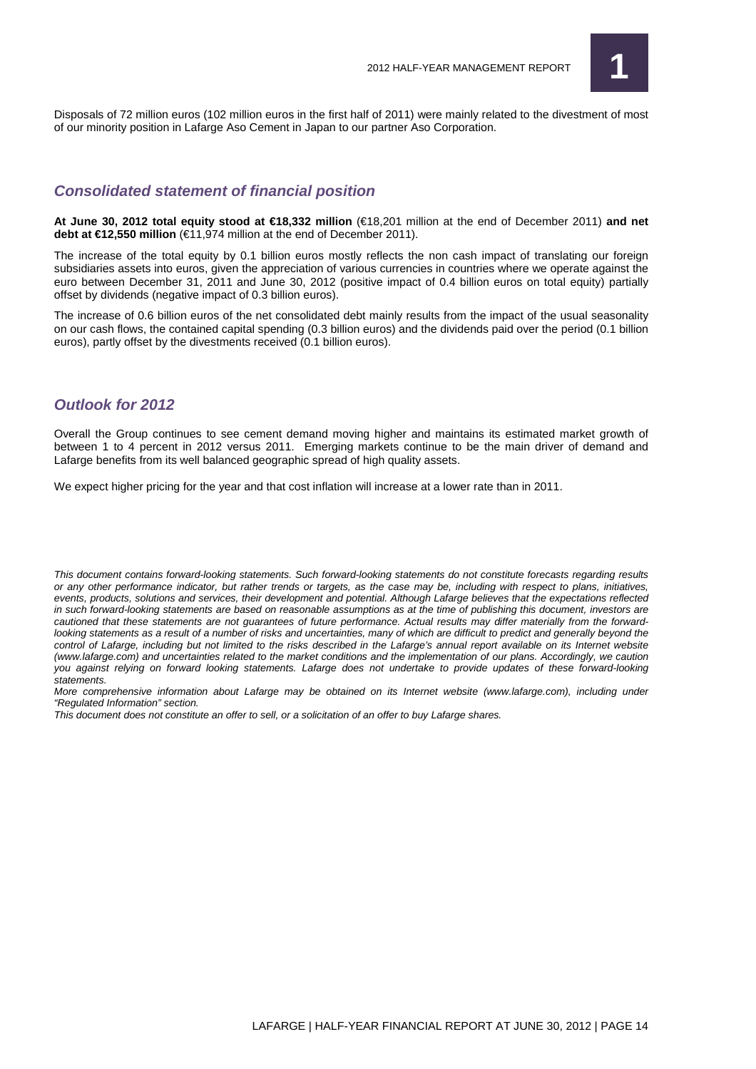Disposals of 72 million euros (102 million euros in the first half of 2011) were mainly related to the divestment of most of our minority position in Lafarge Aso Cement in Japan to our partner Aso Corporation.

## *Consolidated statement of financial position*

**At June 30, 2012 total equity stood at €18,332 million** (€18,201 million at the end of December 2011) **and net debt at €12,550 million** (€11,974 million at the end of December 2011).

The increase of the total equity by 0.1 billion euros mostly reflects the non cash impact of translating our foreign subsidiaries assets into euros, given the appreciation of various currencies in countries where we operate against the euro between December 31, 2011 and June 30, 2012 (positive impact of 0.4 billion euros on total equity) partially offset by dividends (negative impact of 0.3 billion euros).

The increase of 0.6 billion euros of the net consolidated debt mainly results from the impact of the usual seasonality on our cash flows, the contained capital spending (0.3 billion euros) and the dividends paid over the period (0.1 billion euros), partly offset by the divestments received (0.1 billion euros).

## *Outlook for 2012*

Overall the Group continues to see cement demand moving higher and maintains its estimated market growth of between 1 to 4 percent in 2012 versus 2011. Emerging markets continue to be the main driver of demand and Lafarge benefits from its well balanced geographic spread of high quality assets.

We expect higher pricing for the year and that cost inflation will increase at a lower rate than in 2011.

*This document contains forward-looking statements. Such forward-looking statements do not constitute forecasts regarding results or any other performance indicator, but rather trends or targets, as the case may be, including with respect to plans, initiatives, events, products, solutions and services, their development and potential. Although Lafarge believes that the expectations reflected in such forward-looking statements are based on reasonable assumptions as at the time of publishing this document, investors are cautioned that these statements are not guarantees of future performance. Actual results may differ materially from the forward-looking statements as a result of a number of risks and uncertainties, many of which are difficult to predict and generally beyond the control of Lafarge, including but not limited to the risks described in the Lafarge's annual report available on its Internet website (www.lafarge.com) and uncertainties related to the market conditions and the implementation of our plans. Accordingly, we caution you against relying on forward looking statements. Lafarge does not undertake to provide updates of these forward-looking statements.*

*More comprehensive information about Lafarge may be obtained on its Internet website (www.lafarge.com), including under "Regulated Information" section.*

*This document does not constitute an offer to sell, or a solicitation of an offer to buy Lafarge shares.*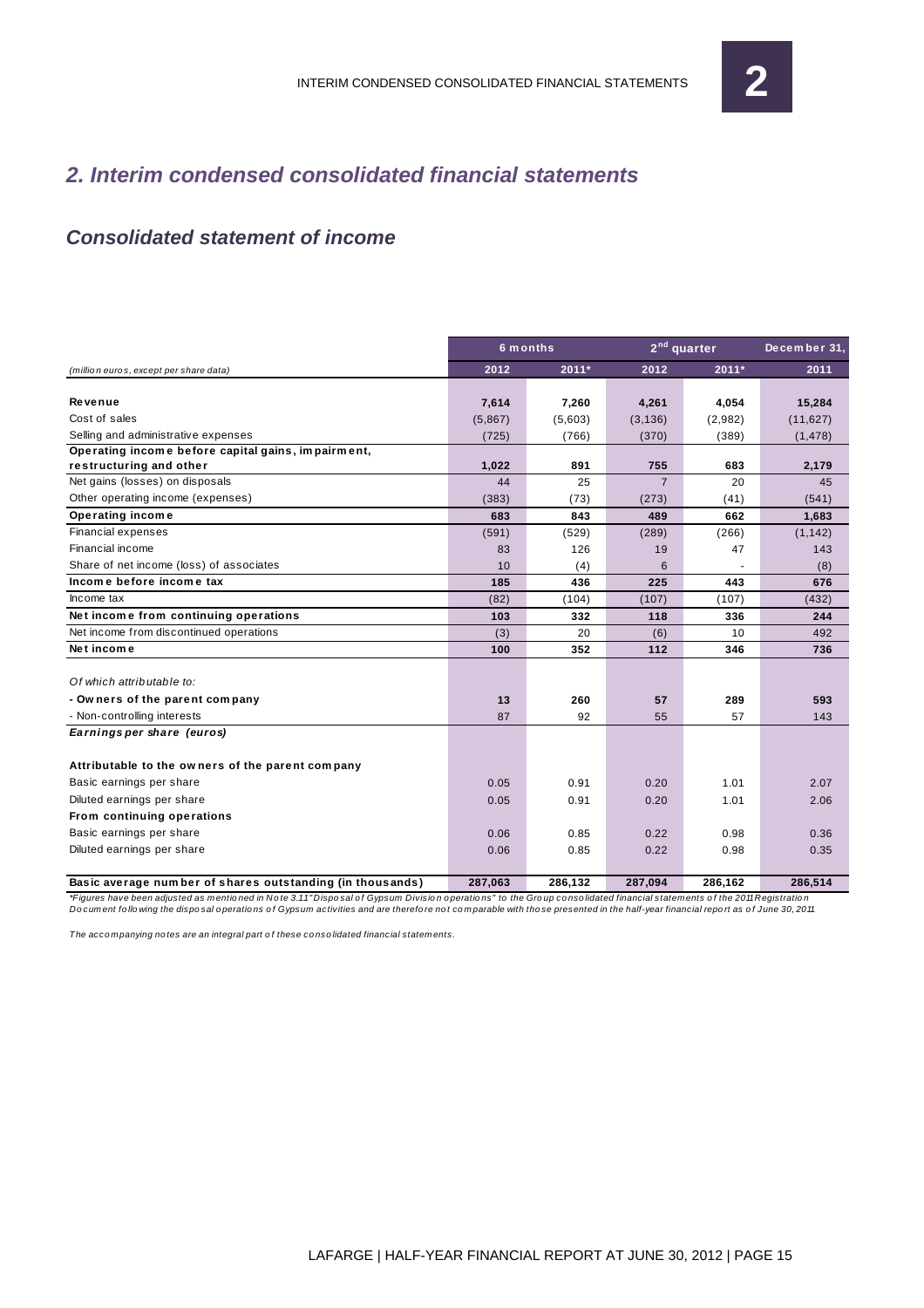## 2. Interim condensed consolidated financial statements

### Consolidated statement of income

| | 6 months | | 2nd quarter | | December 31, |
|---|---|---|---|---|---|
| *(million euros, except per share data)* | 2012 | 2011* | 2012 | 2011* | 2011 |
| **Revenue** | **7,614** | **7,260** | **4,261** | **4,054** | **15,284** |
| Cost of sales | (5,867) | (5,603) | (3,136) | (2,982) | (11,627) |
| Selling and administrative expenses | (725) | (766) | (370) | (389) | (1,478) |
| **Operating income before capital gains, impairment, restructuring and other** | **1,022** | **891** | **755** | **683** | **2,179** |
| Net gains (losses) on disposals | 44 | 25 | 7 | 20 | 45 |
| Other operating income (expenses) | (383) | (73) | (273) | (41) | (541) |
| **Operating income** | **683** | **843** | **489** | **662** | **1,683** |
| Financial expenses | (591) | (529) | (289) | (266) | (1,142) |
| Financial income | 83 | 126 | 19 | 47 | 143 |
| Share of net income (loss) of associates | 10 | (4) | 6 | - | (8) |
| **Income before income tax** | **185** | **436** | **225** | **443** | **676** |
| Income tax | (82) | (104) | (107) | (107) | (432) |
| **Net income from continuing operations** | **103** | **332** | **118** | **336** | **244** |
| Net income from discontinued operations | (3) | 20 | (6) | 10 | 492 |
| **Net income** | **100** | **352** | **112** | **346** | **736** |
| *Of which attributable to:* | | | | | |
| **- Owners of the parent company** | **13** | **260** | **57** | **289** | **593** |
| - Non-controlling interests | 87 | 92 | 55 | 57 | 143 |
| ***Earnings per share (euros)*** | | | | | |
| **Attributable to the owners of the parent company** | | | | | |
| Basic earnings per share | 0.05 | 0.91 | 0.20 | 1.01 | 2.07 |
| Diluted earnings per share | 0.05 | 0.91 | 0.20 | 1.01 | 2.06 |
| **From continuing operations** | | | | | |
| Basic earnings per share | 0.06 | 0.85 | 0.22 | 0.98 | 0.36 |
| Diluted earnings per share | 0.06 | 0.85 | 0.22 | 0.98 | 0.35 |
| **Basic average number of shares outstanding (in thousands)** | **287,063** | **286,132** | **287,094** | **286,162** | **286,514** |

*\*Figures have been adjusted as mentioned in Note 3.11 "Disposal of Gypsum Division operations" to the Group consolidated financial statements of the 2011 Registration Document following the disposal operations of Gypsum activities and are therefore not comparable with those presented in the half-year financial report as of June 30, 2011.*

*The accompanying notes are an integral part of these consolidated financial statements.*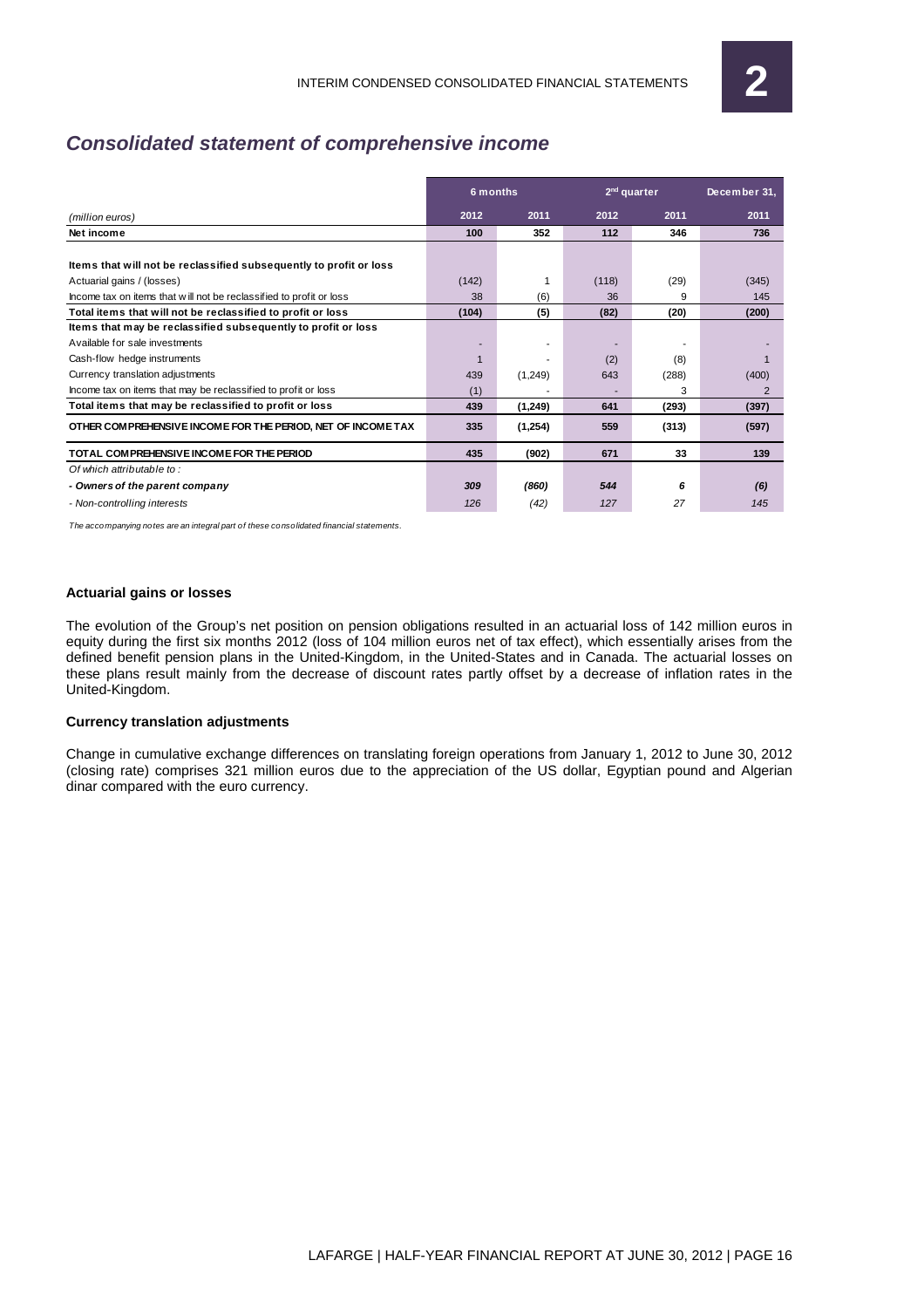## *Consolidated statement of comprehensive income*

| *(million euros)* | 6 months 2012 | 6 months 2011 | 2nd quarter 2012 | 2nd quarter 2011 | December 31, 2011 |
|---|---|---|---|---|---|
| **Net income** | **100** | **352** | **112** | **346** | **736** |
| | | | | | |
| **Items that will not be reclassified subsequently to profit or loss** | | | | | |
| Actuarial gains / (losses) | (142) | 1 | (118) | (29) | (345) |
| Income tax on items that will not be reclassified to profit or loss | 38 | (6) | 36 | 9 | 145 |
| **Total items that will not be reclassified to profit or loss** | **(104)** | **(5)** | **(82)** | **(20)** | **(200)** |
| **Items that may be reclassified subsequently to profit or loss** | | | | | |
| Available for sale investments | - | - | - | - | - |
| Cash-flow hedge instruments | 1 | - | (2) | (8) | 1 |
| Currency translation adjustments | 439 | (1,249) | 643 | (288) | (400) |
| Income tax on items that may be reclassified to profit or loss | (1) | - | - | 3 | 2 |
| **Total items that may be reclassified to profit or loss** | **439** | **(1,249)** | **641** | **(293)** | **(397)** |
| **OTHER COMPREHENSIVE INCOME FOR THE PERIOD, NET OF INCOME TAX** | **335** | **(1,254)** | **559** | **(313)** | **(597)** |
| **TOTAL COMPREHENSIVE INCOME FOR THE PERIOD** | **435** | **(902)** | **671** | **33** | **139** |
| *Of which attributable to :* | | | | | |
| ***- Owners of the parent company*** | ***309*** | ***(860)*** | ***544*** | ***6*** | ***(6)*** |
| *- Non-controlling interests* | *126* | *(42)* | *127* | *27* | *145* |

*The accompanying notes are an integral part of these consolidated financial statements.*

#### Actuarial gains or losses

The evolution of the Group's net position on pension obligations resulted in an actuarial loss of 142 million euros in equity during the first six months 2012 (loss of 104 million euros net of tax effect), which essentially arises from the defined benefit pension plans in the United-Kingdom, in the United-States and in Canada. The actuarial losses on these plans result mainly from the decrease of discount rates partly offset by a decrease of inflation rates in the United-Kingdom.

#### Currency translation adjustments

Change in cumulative exchange differences on translating foreign operations from January 1, 2012 to June 30, 2012 (closing rate) comprises 321 million euros due to the appreciation of the US dollar, Egyptian pound and Algerian dinar compared with the euro currency.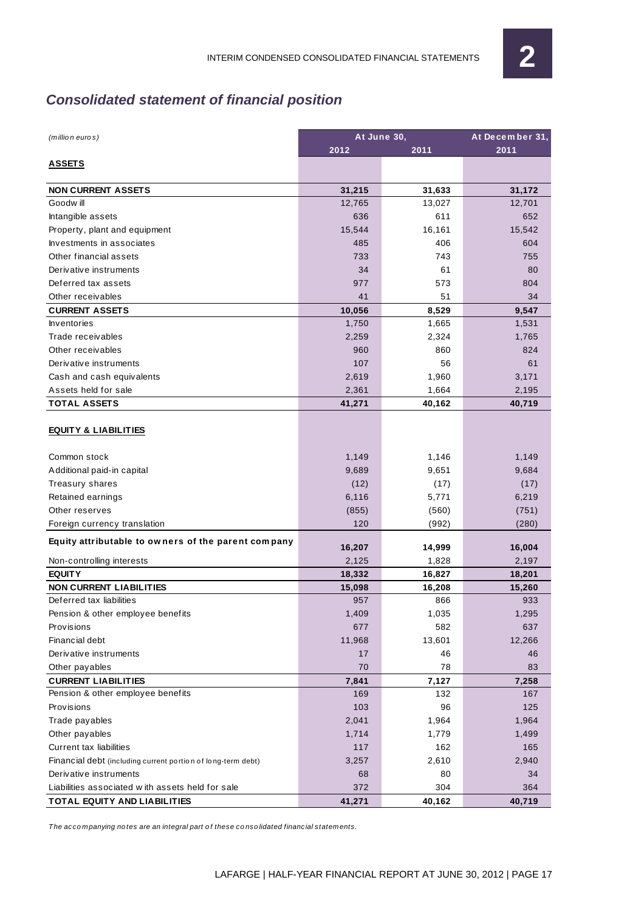## *Consolidated statement of financial position*

| *(million euros)* | At June 30, | | At December 31, |
|---|---|---|---|
| | 2012 | 2011 | 2011 |
| **ASSETS** | | | |
| **NON CURRENT ASSETS** | **31,215** | **31,633** | **31,172** |
| Goodwill | 12,765 | 13,027 | 12,701 |
| Intangible assets | 636 | 611 | 652 |
| Property, plant and equipment | 15,544 | 16,161 | 15,542 |
| Investments in associates | 485 | 406 | 604 |
| Other financial assets | 733 | 743 | 755 |
| Derivative instruments | 34 | 61 | 80 |
| Deferred tax assets | 977 | 573 | 804 |
| Other receivables | 41 | 51 | 34 |
| **CURRENT ASSETS** | **10,056** | **8,529** | **9,547** |
| Inventories | 1,750 | 1,665 | 1,531 |
| Trade receivables | 2,259 | 2,324 | 1,765 |
| Other receivables | 960 | 860 | 824 |
| Derivative instruments | 107 | 56 | 61 |
| Cash and cash equivalents | 2,619 | 1,960 | 3,171 |
| Assets held for sale | 2,361 | 1,664 | 2,195 |
| **TOTAL ASSETS** | **41,271** | **40,162** | **40,719** |
| **EQUITY & LIABILITIES** | | | |
| Common stock | 1,149 | 1,146 | 1,149 |
| Additional paid-in capital | 9,689 | 9,651 | 9,684 |
| Treasury shares | (12) | (17) | (17) |
| Retained earnings | 6,116 | 5,771 | 6,219 |
| Other reserves | (855) | (560) | (751) |
| Foreign currency translation | 120 | (992) | (280) |
| **Equity attributable to owners of the parent company** | **16,207** | **14,999** | **16,004** |
| Non-controlling interests | 2,125 | 1,828 | 2,197 |
| **EQUITY** | **18,332** | **16,827** | **18,201** |
| **NON CURRENT LIABILITIES** | **15,098** | **16,208** | **15,260** |
| Deferred tax liabilities | 957 | 866 | 933 |
| Pension & other employee benefits | 1,409 | 1,035 | 1,295 |
| Provisions | 677 | 582 | 637 |
| Financial debt | 11,968 | 13,601 | 12,266 |
| Derivative instruments | 17 | 46 | 46 |
| Other payables | 70 | 78 | 83 |
| **CURRENT LIABILITIES** | **7,841** | **7,127** | **7,258** |
| Pension & other employee benefits | 169 | 132 | 167 |
| Provisions | 103 | 96 | 125 |
| Trade payables | 2,041 | 1,964 | 1,964 |
| Other payables | 1,714 | 1,779 | 1,499 |
| Current tax liabilities | 117 | 162 | 165 |
| Financial debt (including current portion of long-term debt) | 3,257 | 2,610 | 2,940 |
| Derivative instruments | 68 | 80 | 34 |
| Liabilities associated with assets held for sale | 372 | 304 | 364 |
| **TOTAL EQUITY AND LIABILITIES** | **41,271** | **40,162** | **40,719** |

*The accompanying notes are an integral part of these consolidated financial statements.*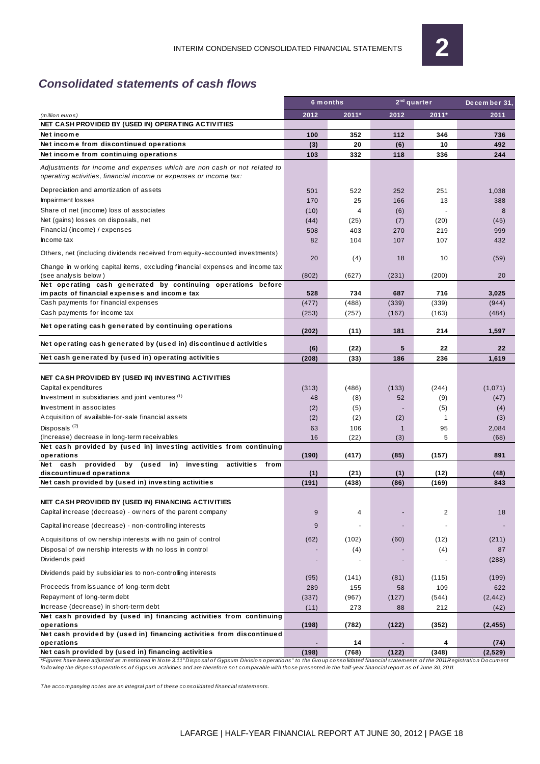## *Consolidated statements of cash flows*

| | 6 months | | 2nd quarter | | December 31, |
|---|---|---|---|---|---|
| *(million euros)* | 2012 | 2011* | 2012 | 2011* | 2011 |
| **NET CASH PROVIDED BY (USED IN) OPERATING ACTIVITIES** | | | | | |
| **Net income** | **100** | **352** | **112** | **346** | **736** |
| **Net income from discontinued operations** | **(3)** | **20** | **(6)** | **10** | **492** |
| **Net income from continuing operations** | **103** | **332** | **118** | **336** | **244** |
| *Adjustments for income and expenses which are non cash or not related to operating activities, financial income or expenses or income tax:* | | | | | |
| Depreciation and amortization of assets | 501 | 522 | 252 | 251 | 1,038 |
| Impairment losses | 170 | 25 | 166 | 13 | 388 |
| Share of net (income) loss of associates | (10) | 4 | (6) | - | 8 |
| Net (gains) losses on disposals, net | (44) | (25) | (7) | (20) | (45) |
| Financial (income) / expenses | 508 | 403 | 270 | 219 | 999 |
| Income tax | 82 | 104 | 107 | 107 | 432 |
| Others, net (including dividends received from equity-accounted investments) | 20 | (4) | 18 | 10 | (59) |
| Change in working capital items, excluding financial expenses and income tax (see analysis below) | (802) | (627) | (231) | (200) | 20 |
| **Net operating cash generated by continuing operations before impacts of financial expenses and income tax** | **528** | **734** | **687** | **716** | **3,025** |
| Cash payments for financial expenses | (477) | (488) | (339) | (339) | (944) |
| Cash payments for income tax | (253) | (257) | (167) | (163) | (484) |
| **Net operating cash generated by continuing operations** | **(202)** | **(11)** | **181** | **214** | **1,597** |
| **Net operating cash generated by (used in) discontinued activities** | **(6)** | **(22)** | **5** | **22** | **22** |
| **Net cash generated by (used in) operating activities** | **(208)** | **(33)** | **186** | **236** | **1,619** |
| **NET CASH PROVIDED BY (USED IN) INVESTING ACTIVITIES** | | | | | |
| Capital expenditures | (313) | (486) | (133) | (244) | (1,071) |
| Investment in subsidiaries and joint ventures (1) | 48 | (8) | 52 | (9) | (47) |
| Investment in associates | (2) | (5) | - | (5) | (4) |
| Acquisition of available-for-sale financial assets | (2) | (2) | (2) | 1 | (3) |
| Disposals (2) | 63 | 106 | 1 | 95 | 2,084 |
| (Increase) decrease in long-term receivables | 16 | (22) | (3) | 5 | (68) |
| **Net cash provided by (used in) investing activities from continuing operations** | **(190)** | **(417)** | **(85)** | **(157)** | **891** |
| **Net cash provided by (used in) investing activities from discontinued operations** | **(1)** | **(21)** | **(1)** | **(12)** | **(48)** |
| **Net cash provided by (used in) investing activities** | **(191)** | **(438)** | **(86)** | **(169)** | **843** |
| **NET CASH PROVIDED BY (USED IN) FINANCING ACTIVITIES** | | | | | |
| Capital increase (decrease) - owners of the parent company | 9 | 4 | - | 2 | 18 |
| Capital increase (decrease) - non-controlling interests | 9 | - | - | - | - |
| Acquisitions of ownership interests with no gain of control | (62) | (102) | (60) | (12) | (211) |
| Disposal of ownership interests with no loss in control | - | (4) | - | (4) | 87 |
| Dividends paid | - | - | - | - | (288) |
| Dividends paid by subsidiaries to non-controlling interests | (95) | (141) | (81) | (115) | (199) |
| Proceeds from issuance of long-term debt | 289 | 155 | 58 | 109 | 622 |
| Repayment of long-term debt | (337) | (967) | (127) | (544) | (2,442) |
| Increase (decrease) in short-term debt | (11) | 273 | 88 | 212 | (42) |
| **Net cash provided by (used in) financing activities from continuing operations** | **(198)** | **(782)** | **(122)** | **(352)** | **(2,455)** |
| **Net cash provided by (used in) financing activities from discontinued operations** | **-** | **14** | **-** | **4** | **(74)** |
| **Net cash provided by (used in) financing activities** | **(198)** | **(768)** | **(122)** | **(348)** | **(2,529)** |

*\*Figures have been adjusted as mentioned in Note 3.11 "Disposal of Gypsum Division operations" to the Group consolidated financial statements of the 2011 Registration Document following the disposal operations of Gypsum activities and are therefore not comparable with those presented in the half-year financial report as of June 30, 2011.*

*The accompanying notes are an integral part of these consolidated financial statements.*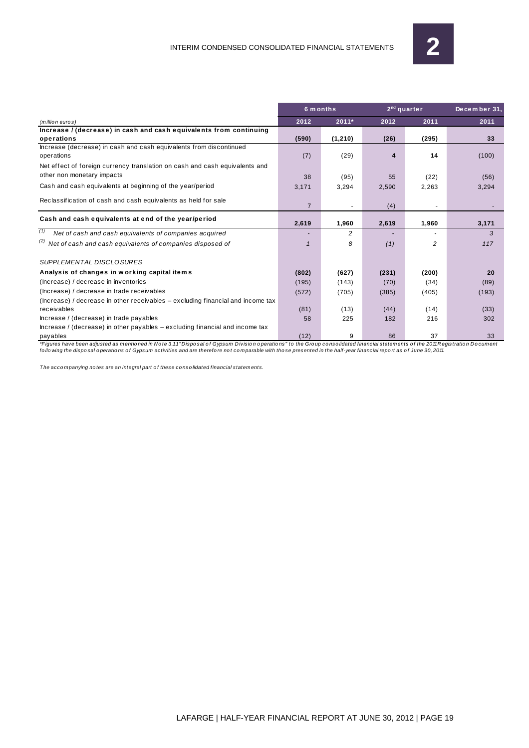| (million euros) | 6 months | | 2nd quarter | | December 31, |
|---|---|---|---|---|---|
| | 2012 | 2011* | 2012 | 2011 | 2011 |
| **Increase / (decrease) in cash and cash equivalents from continuing operations** | **(590)** | **(1,210)** | **(26)** | **(295)** | **33** |
| Increase (decrease) in cash and cash equivalents from discontinued operations | (7) | (29) | **4** | **14** | (100) |
| Net effect of foreign currency translation on cash and cash equivalents and other non monetary impacts | 38 | (95) | 55 | (22) | (56) |
| Cash and cash equivalents at beginning of the year/period | 3,171 | 3,294 | 2,590 | 2,263 | 3,294 |
| Reclassification of cash and cash equivalents as held for sale | 7 | - | (4) | - | - |
| **Cash and cash equivalents at end of the year/period** | **2,619** | **1,960** | **2,619** | **1,960** | **3,171** |
| *(1) Net of cash and cash equivalents of companies acquired* | - | *2* | - | - | *3* |
| *(2) Net of cash and cash equivalents of companies disposed of* | *1* | *8* | *(1)* | *2* | *117* |
| *SUPPLEMENTAL DISCLOSURES* | | | | | |
| **Analysis of changes in working capital items** | **(802)** | **(627)** | **(231)** | **(200)** | **20** |
| (Increase) / decrease in inventories | (195) | (143) | (70) | (34) | (89) |
| (Increase) / decrease in trade receivables | (572) | (705) | (385) | (405) | (193) |
| (Increase) / decrease in other receivables – excluding financial and income tax receivables | (81) | (13) | (44) | (14) | (33) |
| Increase / (decrease) in trade payables | 58 | 225 | 182 | 216 | 302 |
| Increase / (decrease) in other payables – excluding financial and income tax payables | (12) | 9 | 86 | 37 | 33 |

*\*Figures have been adjusted as mentioned in Note 3.11"Disposal of Gypsum Division operations" to the Group consolidated financial statements of the 2011 Registration Document following the disposal operations of Gypsum activities and are therefore not comparable with those presented in the half-year financial report as of June 30, 2011*

*The accompanying notes are an integral part of these consolidated financial statements.*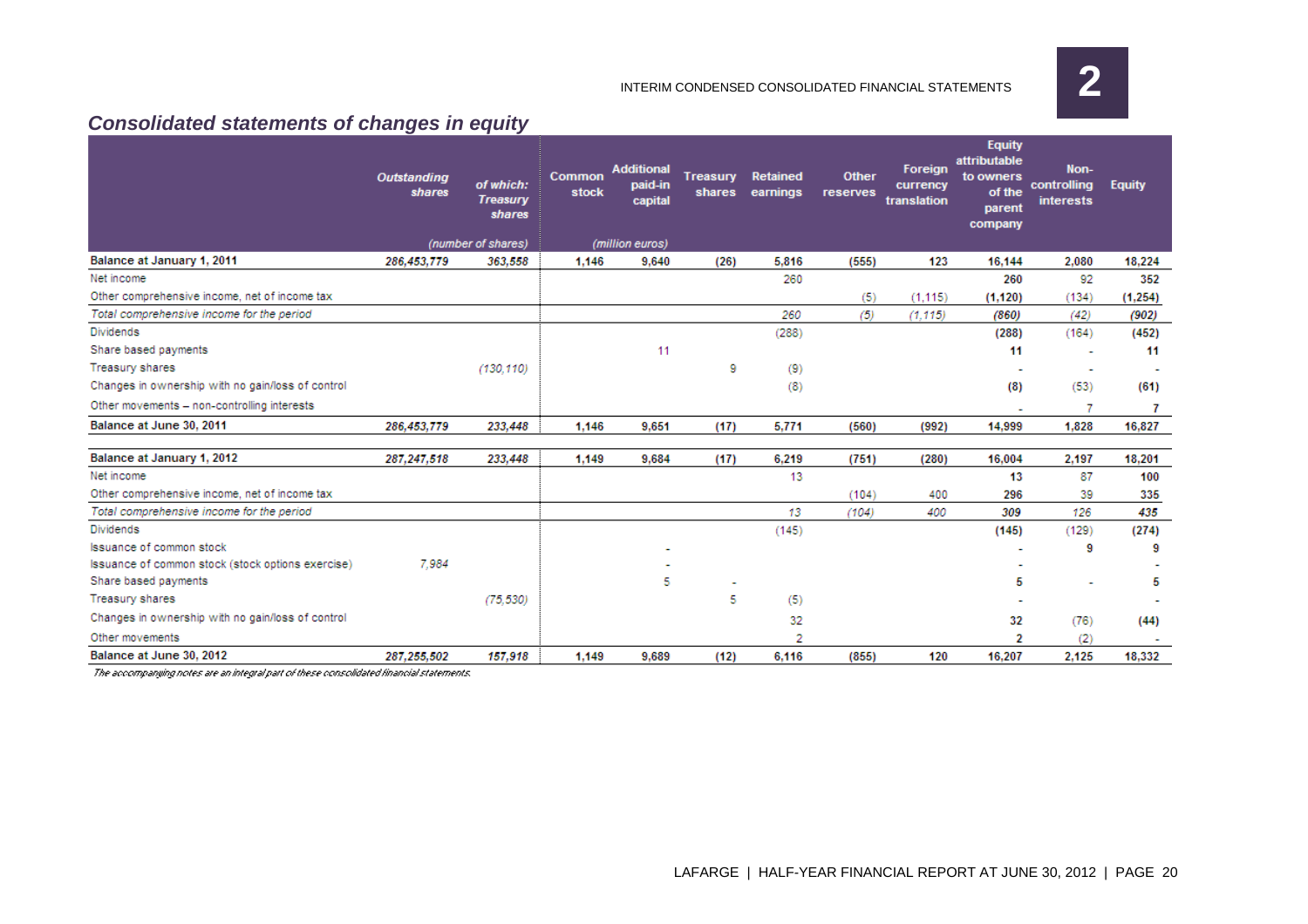## Consolidated statements of changes in equity

| | Outstanding shares | of which: Treasury shares | Common stock | Additional paid-in capital | Treasury shares | Retained earnings | Other reserves | Foreign currency translation | Equity attributable to owners of the parent company | Non-controlling interests | Equity |
|---|---|---|---|---|---|---|---|---|---|---|---|
| | (number of shares) | | (million euros) | | | | | | | | |
| **Balance at January 1, 2011** | 286,453,779 | 363,558 | 1,146 | 9,640 | (26) | 5,816 | (555) | 123 | 16,144 | 2,080 | 18,224 |
| Net income | | | | | | 260 | | | 260 | 92 | 352 |
| Other comprehensive income, net of income tax | | | | | | | (5) | (1,115) | (1,120) | (134) | (1,254) |
| *Total comprehensive income for the period* | | | | | | 260 | (5) | (1,115) | (860) | (42) | (902) |
| Dividends | | | | | | (288) | | | (288) | (164) | (452) |
| Share based payments | | | | 11 | | | | | 11 | - | 11 |
| Treasury shares | | (130,110) | | | 9 | (9) | | | - | - | - |
| Changes in ownership with no gain/loss of control | | | | | | (8) | | | (8) | (53) | (61) |
| Other movements – non-controlling interests | | | | | | | | | - | 7 | 7 |
| **Balance at June 30, 2011** | 286,453,779 | 233,448 | 1,146 | 9,651 | (17) | 5,771 | (560) | (992) | 14,999 | 1,828 | 16,827 |
| **Balance at January 1, 2012** | 287,247,518 | 233,448 | 1,149 | 9,684 | (17) | 6,219 | (751) | (280) | 16,004 | 2,197 | 18,201 |
| Net income | | | | | | 13 | | | 13 | 87 | 100 |
| Other comprehensive income, net of income tax | | | | | | | (104) | 400 | 296 | 39 | 335 |
| *Total comprehensive income for the period* | | | | | | 13 | (104) | 400 | 309 | 126 | 435 |
| Dividends | | | | | | (145) | | | (145) | (129) | (274) |
| Issuance of common stock | | | | - | | | | | - | 9 | 9 |
| Issuance of common stock (stock options exercise) | 7,984 | | | - | | | | | - | | - |
| Share based payments | | | | 5 | - | | | | 5 | - | 5 |
| Treasury shares | | (75,530) | | | 5 | (5) | | | - | | - |
| Changes in ownership with no gain/loss of control | | | | | | 32 | | | 32 | (76) | (44) |
| Other movements | | | | | | 2 | | | 2 | (2) | - |
| **Balance at June 30, 2012** | 287,255,502 | 157,918 | 1,149 | 9,689 | (12) | 6,116 | (855) | 120 | 16,207 | 2,125 | 18,332 |

*The accompanying notes are an integral part of these consolidated financial statements.*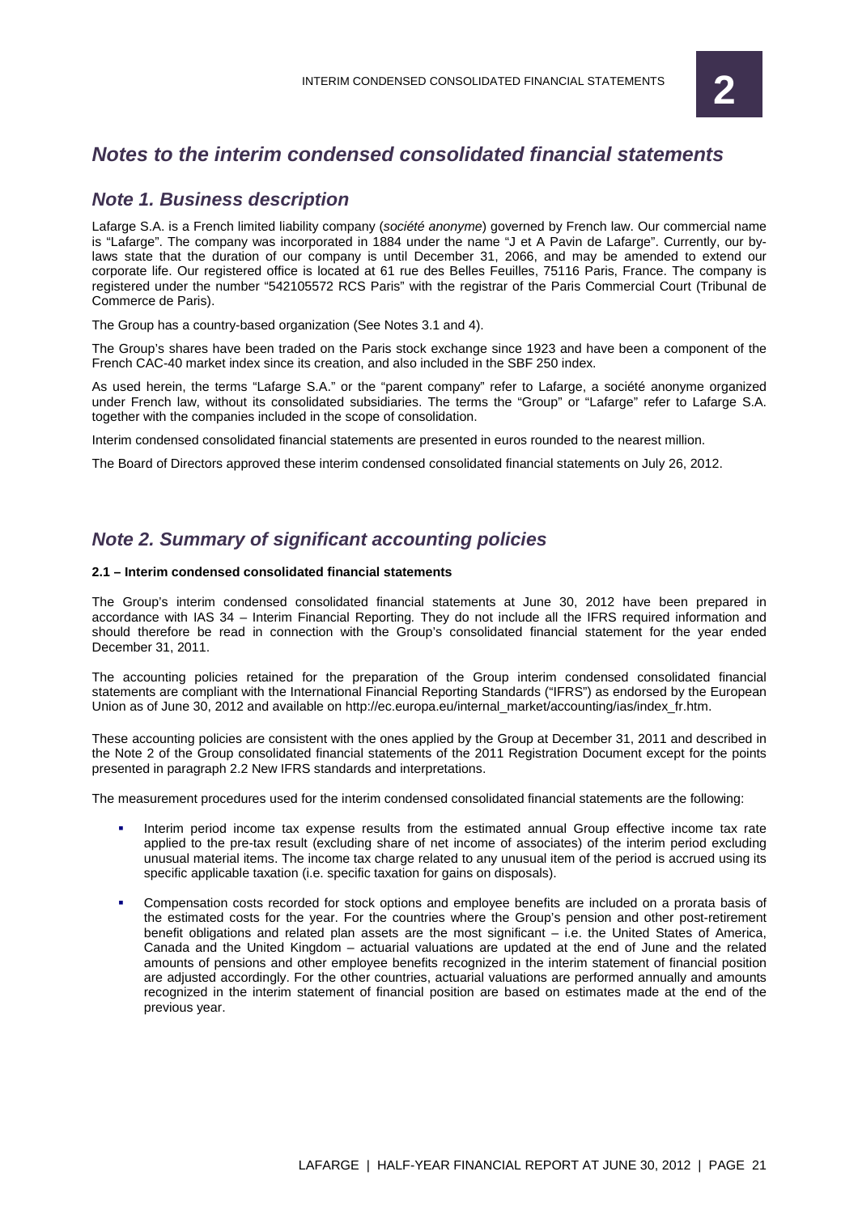## *Notes to the interim condensed consolidated financial statements*

## *Note 1. Business description*

Lafarge S.A. is a French limited liability company (*société anonyme*) governed by French law. Our commercial name is "Lafarge". The company was incorporated in 1884 under the name "J et A Pavin de Lafarge". Currently, our by-laws state that the duration of our company is until December 31, 2066, and may be amended to extend our corporate life. Our registered office is located at 61 rue des Belles Feuilles, 75116 Paris, France. The company is registered under the number "542105572 RCS Paris" with the registrar of the Paris Commercial Court (Tribunal de Commerce de Paris).

The Group has a country-based organization (See Notes 3.1 and 4).

The Group's shares have been traded on the Paris stock exchange since 1923 and have been a component of the French CAC-40 market index since its creation, and also included in the SBF 250 index.

As used herein, the terms "Lafarge S.A." or the "parent company" refer to Lafarge, a société anonyme organized under French law, without its consolidated subsidiaries. The terms the "Group" or "Lafarge" refer to Lafarge S.A. together with the companies included in the scope of consolidation.

Interim condensed consolidated financial statements are presented in euros rounded to the nearest million.

The Board of Directors approved these interim condensed consolidated financial statements on July 26, 2012.

## *Note 2. Summary of significant accounting policies*

**2.1 – Interim condensed consolidated financial statements**

The Group's interim condensed consolidated financial statements at June 30, 2012 have been prepared in accordance with IAS 34 – Interim Financial Reporting. They do not include all the IFRS required information and should therefore be read in connection with the Group's consolidated financial statement for the year ended December 31, 2011.

The accounting policies retained for the preparation of the Group interim condensed consolidated financial statements are compliant with the International Financial Reporting Standards ("IFRS") as endorsed by the European Union as of June 30, 2012 and available on http://ec.europa.eu/internal_market/accounting/ias/index_fr.htm.

These accounting policies are consistent with the ones applied by the Group at December 31, 2011 and described in the Note 2 of the Group consolidated financial statements of the 2011 Registration Document except for the points presented in paragraph 2.2 New IFRS standards and interpretations.

The measurement procedures used for the interim condensed consolidated financial statements are the following:

- Interim period income tax expense results from the estimated annual Group effective income tax rate applied to the pre-tax result (excluding share of net income of associates) of the interim period excluding unusual material items. The income tax charge related to any unusual item of the period is accrued using its specific applicable taxation (i.e. specific taxation for gains on disposals).
- Compensation costs recorded for stock options and employee benefits are included on a prorata basis of the estimated costs for the year. For the countries where the Group's pension and other post-retirement benefit obligations and related plan assets are the most significant – i.e. the United States of America, Canada and the United Kingdom – actuarial valuations are updated at the end of June and the related amounts of pensions and other employee benefits recognized in the interim statement of financial position are adjusted accordingly. For the other countries, actuarial valuations are performed annually and amounts recognized in the interim statement of financial position are based on estimates made at the end of the previous year.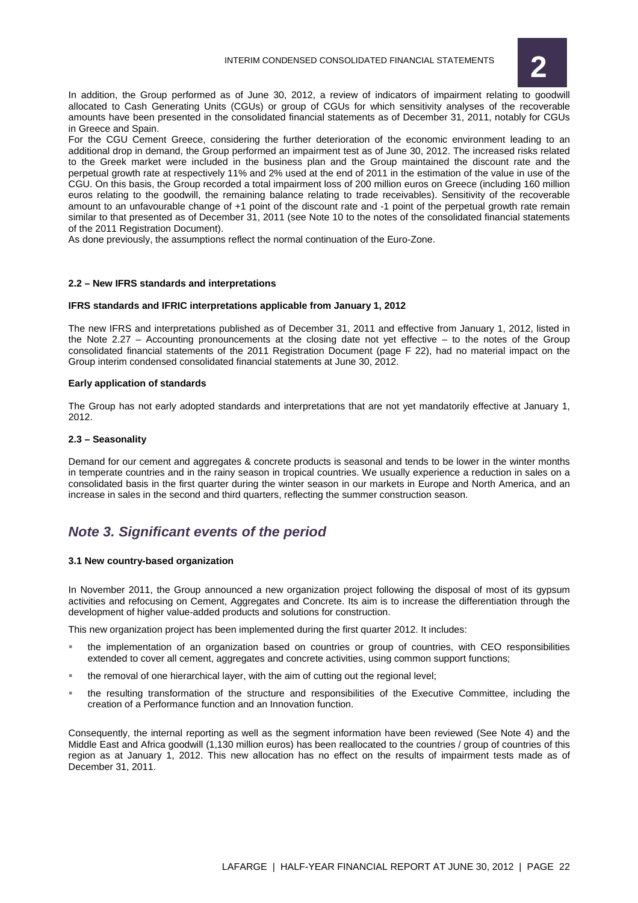In addition, the Group performed as of June 30, 2012, a review of indicators of impairment relating to goodwill allocated to Cash Generating Units (CGUs) or group of CGUs for which sensitivity analyses of the recoverable amounts have been presented in the consolidated financial statements as of December 31, 2011, notably for CGUs in Greece and Spain.

For the CGU Cement Greece, considering the further deterioration of the economic environment leading to an additional drop in demand, the Group performed an impairment test as of June 30, 2012. The increased risks related to the Greek market were included in the business plan and the Group maintained the discount rate and the perpetual growth rate at respectively 11% and 2% used at the end of 2011 in the estimation of the value in use of the CGU. On this basis, the Group recorded a total impairment loss of 200 million euros on Greece (including 160 million euros relating to the goodwill, the remaining balance relating to trade receivables). Sensitivity of the recoverable amount to an unfavourable change of +1 point of the discount rate and -1 point of the perpetual growth rate remain similar to that presented as of December 31, 2011 (see Note 10 to the notes of the consolidated financial statements of the 2011 Registration Document).

As done previously, the assumptions reflect the normal continuation of the Euro-Zone.

#### 2.2 – New IFRS standards and interpretations

**IFRS standards and IFRIC interpretations applicable from January 1, 2012**

The new IFRS and interpretations published as of December 31, 2011 and effective from January 1, 2012, listed in the Note 2.27 – Accounting pronouncements at the closing date not yet effective – to the notes of the Group consolidated financial statements of the 2011 Registration Document (page F 22), had no material impact on the Group interim condensed consolidated financial statements at June 30, 2012.

**Early application of standards**

The Group has not early adopted standards and interpretations that are not yet mandatorily effective at January 1, 2012.

#### 2.3 – Seasonality

Demand for our cement and aggregates & concrete products is seasonal and tends to be lower in the winter months in temperate countries and in the rainy season in tropical countries. We usually experience a reduction in sales on a consolidated basis in the first quarter during the winter season in our markets in Europe and North America, and an increase in sales in the second and third quarters, reflecting the summer construction season.

## *Note 3. Significant events of the period*

#### 3.1 New country-based organization

In November 2011, the Group announced a new organization project following the disposal of most of its gypsum activities and refocusing on Cement, Aggregates and Concrete. Its aim is to increase the differentiation through the development of higher value-added products and solutions for construction.

This new organization project has been implemented during the first quarter 2012. It includes:

- the implementation of an organization based on countries or group of countries, with CEO responsibilities extended to cover all cement, aggregates and concrete activities, using common support functions;
- the removal of one hierarchical layer, with the aim of cutting out the regional level;
- the resulting transformation of the structure and responsibilities of the Executive Committee, including the creation of a Performance function and an Innovation function.

Consequently, the internal reporting as well as the segment information have been reviewed (See Note 4) and the Middle East and Africa goodwill (1,130 million euros) has been reallocated to the countries / group of countries of this region as at January 1, 2012. This new allocation has no effect on the results of impairment tests made as of December 31, 2011.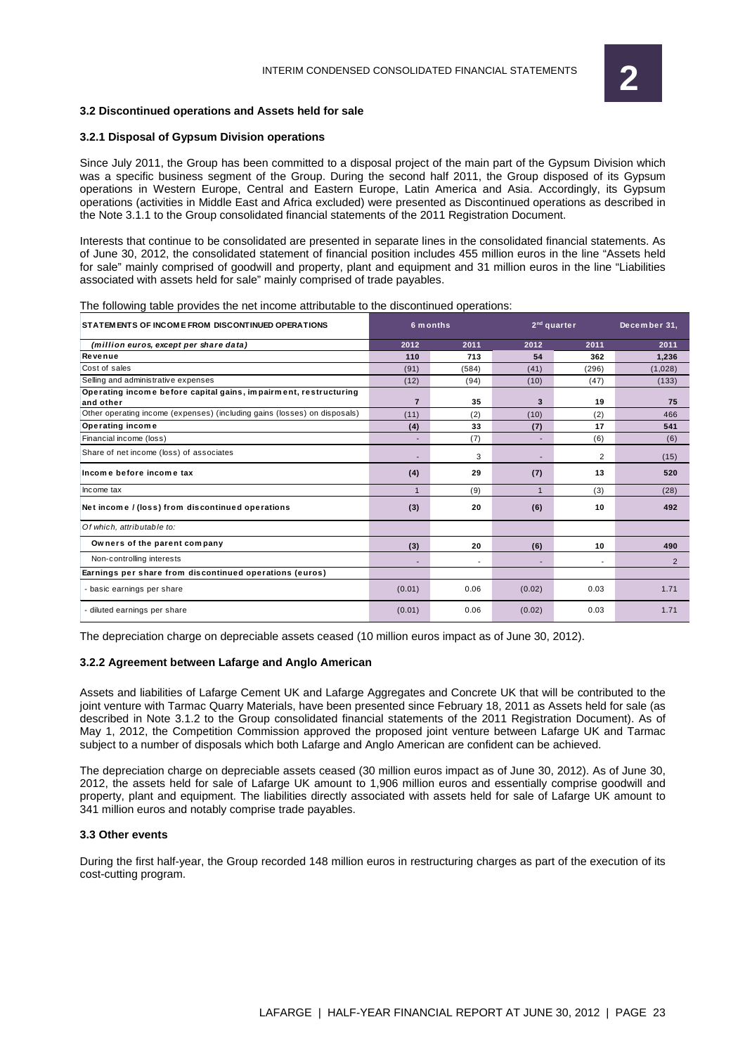### 3.2 Discontinued operations and Assets held for sale

#### 3.2.1 Disposal of Gypsum Division operations

Since July 2011, the Group has been committed to a disposal project of the main part of the Gypsum Division which was a specific business segment of the Group. During the second half 2011, the Group disposed of its Gypsum operations in Western Europe, Central and Eastern Europe, Latin America and Asia. Accordingly, its Gypsum operations (activities in Middle East and Africa excluded) were presented as Discontinued operations as described in the Note 3.1.1 to the Group consolidated financial statements of the 2011 Registration Document.

Interests that continue to be consolidated are presented in separate lines in the consolidated financial statements. As of June 30, 2012, the consolidated statement of financial position includes 455 million euros in the line "Assets held for sale" mainly comprised of goodwill and property, plant and equipment and 31 million euros in the line "Liabilities associated with assets held for sale" mainly comprised of trade payables.

The following table provides the net income attributable to the discontinued operations:

| STATEMENTS OF INCOME FROM DISCONTINUED OPERATIONS | 6 months | | 2nd quarter | | December 31, |
|---|---|---|---|---|---|
| *(million euros, except per share data)* | **2012** | **2011** | **2012** | **2011** | **2011** |
| **Revenue** | **110** | **713** | **54** | **362** | **1,236** |
| Cost of sales | (91) | (584) | (41) | (296) | (1,028) |
| Selling and administrative expenses | (12) | (94) | (10) | (47) | (133) |
| **Operating income before capital gains, impairment, restructuring and other** | **7** | **35** | **3** | **19** | **75** |
| Other operating income (expenses) (including gains (losses) on disposals) | (11) | (2) | (10) | (2) | 466 |
| **Operating income** | **(4)** | **33** | **(7)** | **17** | **541** |
| Financial income (loss) | - | (7) | - | (6) | (6) |
| Share of net income (loss) of associates | - | 3 | - | 2 | (15) |
| **Income before income tax** | **(4)** | **29** | **(7)** | **13** | **520** |
| Income tax | 1 | (9) | 1 | (3) | (28) |
| **Net income / (loss) from discontinued operations** | **(3)** | **20** | **(6)** | **10** | **492** |
| *Of which, attributable to:* | | | | | |
| **Owners of the parent company** | **(3)** | **20** | **(6)** | **10** | **490** |
| Non-controlling interests | - | - | - | - | 2 |
| **Earnings per share from discontinued operations (euros)** | | | | | |
| - basic earnings per share | (0.01) | 0.06 | (0.02) | 0.03 | 1.71 |
| - diluted earnings per share | (0.01) | 0.06 | (0.02) | 0.03 | 1.71 |

The depreciation charge on depreciable assets ceased (10 million euros impact as of June 30, 2012).

#### 3.2.2 Agreement between Lafarge and Anglo American

Assets and liabilities of Lafarge Cement UK and Lafarge Aggregates and Concrete UK that will be contributed to the joint venture with Tarmac Quarry Materials, have been presented since February 18, 2011 as Assets held for sale (as described in Note 3.1.2 to the Group consolidated financial statements of the 2011 Registration Document). As of May 1, 2012, the Competition Commission approved the proposed joint venture between Lafarge UK and Tarmac subject to a number of disposals which both Lafarge and Anglo American are confident can be achieved.

The depreciation charge on depreciable assets ceased (30 million euros impact as of June 30, 2012). As of June 30, 2012, the assets held for sale of Lafarge UK amount to 1,906 million euros and essentially comprise goodwill and property, plant and equipment. The liabilities directly associated with assets held for sale of Lafarge UK amount to 341 million euros and notably comprise trade payables.

### 3.3 Other events

During the first half-year, the Group recorded 148 million euros in restructuring charges as part of the execution of its cost-cutting program.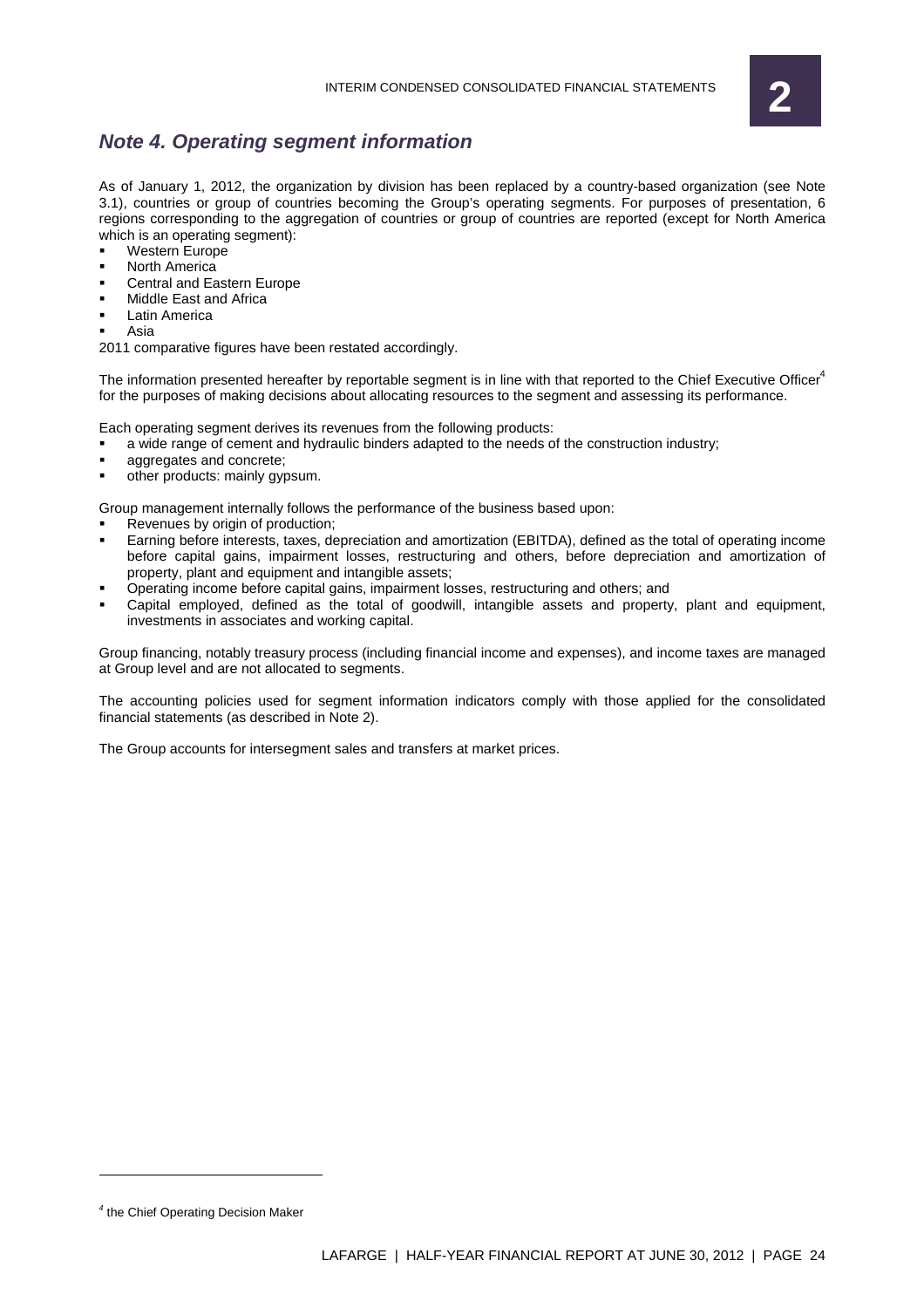## *Note 4. Operating segment information*

As of January 1, 2012, the organization by division has been replaced by a country-based organization (see Note 3.1), countries or group of countries becoming the Group's operating segments. For purposes of presentation, 6 regions corresponding to the aggregation of countries or group of countries are reported (except for North America which is an operating segment):

- Western Europe
- North America
- Central and Eastern Europe
- Middle East and Africa
- Latin America
- Asia

2011 comparative figures have been restated accordingly.

The information presented hereafter by reportable segment is in line with that reported to the Chief Executive Officer[4] for the purposes of making decisions about allocating resources to the segment and assessing its performance.

Each operating segment derives its revenues from the following products:

- a wide range of cement and hydraulic binders adapted to the needs of the construction industry;
- aggregates and concrete;
- other products: mainly gypsum.

Group management internally follows the performance of the business based upon:

- Revenues by origin of production;
- Earning before interests, taxes, depreciation and amortization (EBITDA), defined as the total of operating income before capital gains, impairment losses, restructuring and others, before depreciation and amortization of property, plant and equipment and intangible assets;
- Operating income before capital gains, impairment losses, restructuring and others; and
- Capital employed, defined as the total of goodwill, intangible assets and property, plant and equipment, investments in associates and working capital.

Group financing, notably treasury process (including financial income and expenses), and income taxes are managed at Group level and are not allocated to segments.

The accounting policies used for segment information indicators comply with those applied for the consolidated financial statements (as described in Note 2).

The Group accounts for intersegment sales and transfers at market prices.

---

[4] the Chief Operating Decision Maker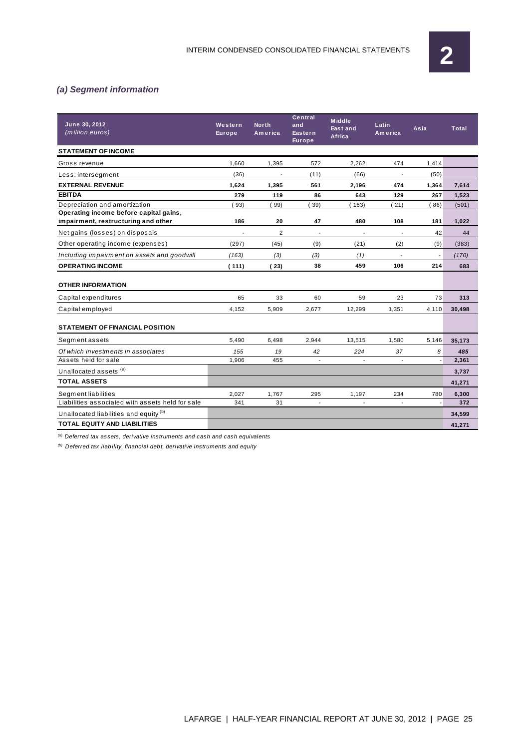### (a) Segment information

| June 30, 2012<br>*(million euros)* | Western Europe | North America | Central and Eastern Europe | Middle East and Africa | Latin America | Asia | Total |
|---|---|---|---|---|---|---|---|
| **STATEMENT OF INCOME** | | | | | | | |
| Gross revenue | 1,660 | 1,395 | 572 | 2,262 | 474 | 1,414 | |
| Less: intersegment | (36) | - | (11) | (66) | - | (50) | |
| **EXTERNAL REVENUE** | **1,624** | **1,395** | **561** | **2,196** | **474** | **1,364** | **7,614** |
| **EBITDA** | **279** | **119** | **86** | **643** | **129** | **267** | **1,523** |
| Depreciation and amortization | (93) | (99) | (39) | (163) | (21) | (86) | (501) |
| **Operating income before capital gains, impairment, restructuring and other** | **186** | **20** | **47** | **480** | **108** | **181** | **1,022** |
| Net gains (losses) on disposals | - | 2 | - | - | - | 42 | 44 |
| Other operating income (expenses) | (297) | (45) | (9) | (21) | (2) | (9) | (383) |
| *Including impairment on assets and goodwill* | *(163)* | *(3)* | *(3)* | *(1)* | - | - | *(170)* |
| **OPERATING INCOME** | **(111)** | **(23)** | **38** | **459** | **106** | **214** | **683** |
| **OTHER INFORMATION** | | | | | | | |
| Capital expenditures | 65 | 33 | 60 | 59 | 23 | 73 | **313** |
| Capital employed | 4,152 | 5,909 | 2,677 | 12,299 | 1,351 | 4,110 | **30,498** |
| **STATEMENT OF FINANCIAL POSITION** | | | | | | | |
| Segment assets | 5,490 | 6,498 | 2,944 | 13,515 | 1,580 | 5,146 | **35,173** |
| *Of which investments in associates* | *155* | *19* | *42* | *224* | *37* | *8* | ***485*** |
| Assets held for sale | 1,906 | 455 | - | - | - | - | **2,361** |
| Unallocated assets [(a)] | | | | | | | **3,737** |
| **TOTAL ASSETS** | | | | | | | **41,271** |
| Segment liabilities | 2,027 | 1,767 | 295 | 1,197 | 234 | 780 | **6,300** |
| Liabilities associated with assets held for sale | 341 | 31 | - | - | - | - | **372** |
| Unallocated liabilities and equity [(b)] | | | | | | | **34,599** |
| **TOTAL EQUITY AND LIABILITIES** | | | | | | | **41,271** |

*[(a)] Deferred tax assets, derivative instruments and cash and cash equivalents*

*[(b)] Deferred tax liability, financial debt, derivative instruments and equity*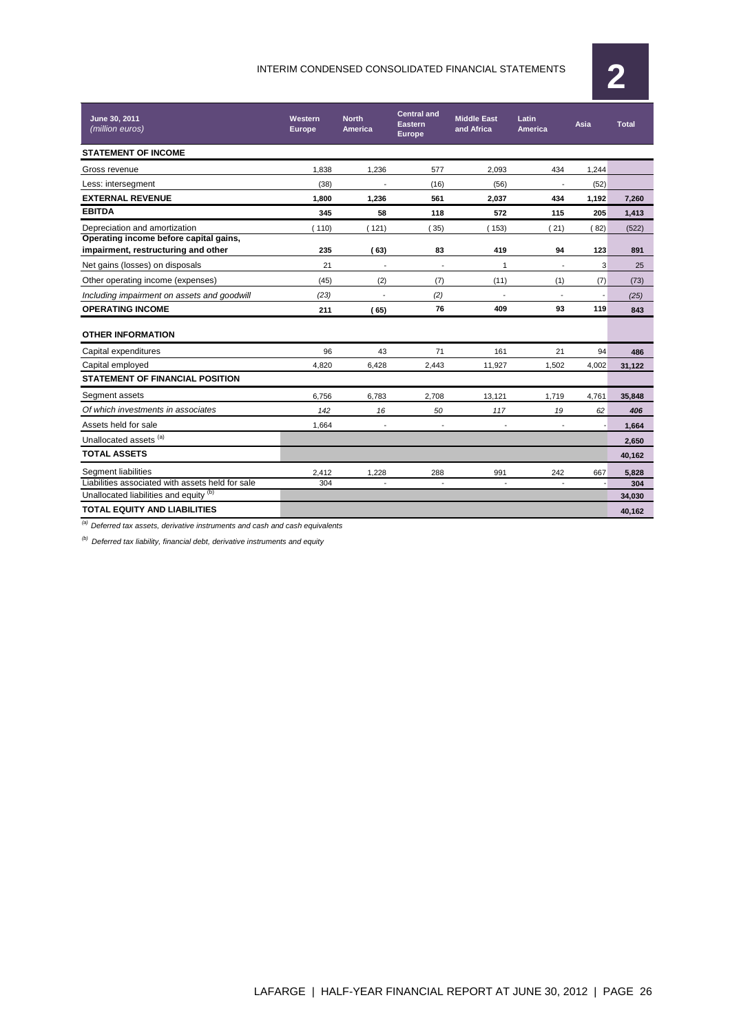| June 30, 2011 *(million euros)* | Western Europe | North America | Central and Eastern Europe | Middle East and Africa | Latin America | Asia | Total |
|---|---|---|---|---|---|---|---|
| **STATEMENT OF INCOME** | | | | | | | |
| Gross revenue | 1,838 | 1,236 | 577 | 2,093 | 434 | 1,244 | |
| Less: intersegment | (38) | - | (16) | (56) | - | (52) | |
| **EXTERNAL REVENUE** | **1,800** | **1,236** | **561** | **2,037** | **434** | **1,192** | **7,260** |
| **EBITDA** | **345** | **58** | **118** | **572** | **115** | **205** | **1,413** |
| Depreciation and amortization | ( 110) | ( 121) | ( 35) | ( 153) | ( 21) | ( 82) | (522) |
| **Operating income before capital gains, impairment, restructuring and other** | **235** | **( 63)** | **83** | **419** | **94** | **123** | **891** |
| Net gains (losses) on disposals | 21 | - | - | 1 | - | 3 | 25 |
| Other operating income (expenses) | (45) | (2) | (7) | (11) | (1) | (7) | (73) |
| *Including impairment on assets and goodwill* | *(23)* | - | *(2)* | - | - | - | *(25)* |
| **OPERATING INCOME** | **211** | **( 65)** | **76** | **409** | **93** | **119** | **843** |
| **OTHER INFORMATION** | | | | | | | |
| Capital expenditures | 96 | 43 | 71 | 161 | 21 | 94 | **486** |
| Capital employed | 4,820 | 6,428 | 2,443 | 11,927 | 1,502 | 4,002 | **31,122** |
| **STATEMENT OF FINANCIAL POSITION** | | | | | | | |
| Segment assets | 6,756 | 6,783 | 2,708 | 13,121 | 1,719 | 4,761 | **35,848** |
| *Of which investments in associates* | *142* | *16* | *50* | *117* | *19* | *62* | ***406*** |
| Assets held for sale | 1,664 | - | - | - | - | - | **1,664** |
| Unallocated assets [(a)] | | | | | | | **2,650** |
| **TOTAL ASSETS** | | | | | | | **40,162** |
| Segment liabilities | 2,412 | 1,228 | 288 | 991 | 242 | 667 | **5,828** |
| Liabilities associated with assets held for sale | 304 | - | - | - | - | - | **304** |
| Unallocated liabilities and equity [(b)] | | | | | | | **34,030** |
| **TOTAL EQUITY AND LIABILITIES** | | | | | | | **40,162** |

[(a)] *Deferred tax assets, derivative instruments and cash and cash equivalents*

[(b)] *Deferred tax liability, financial debt, derivative instruments and equity*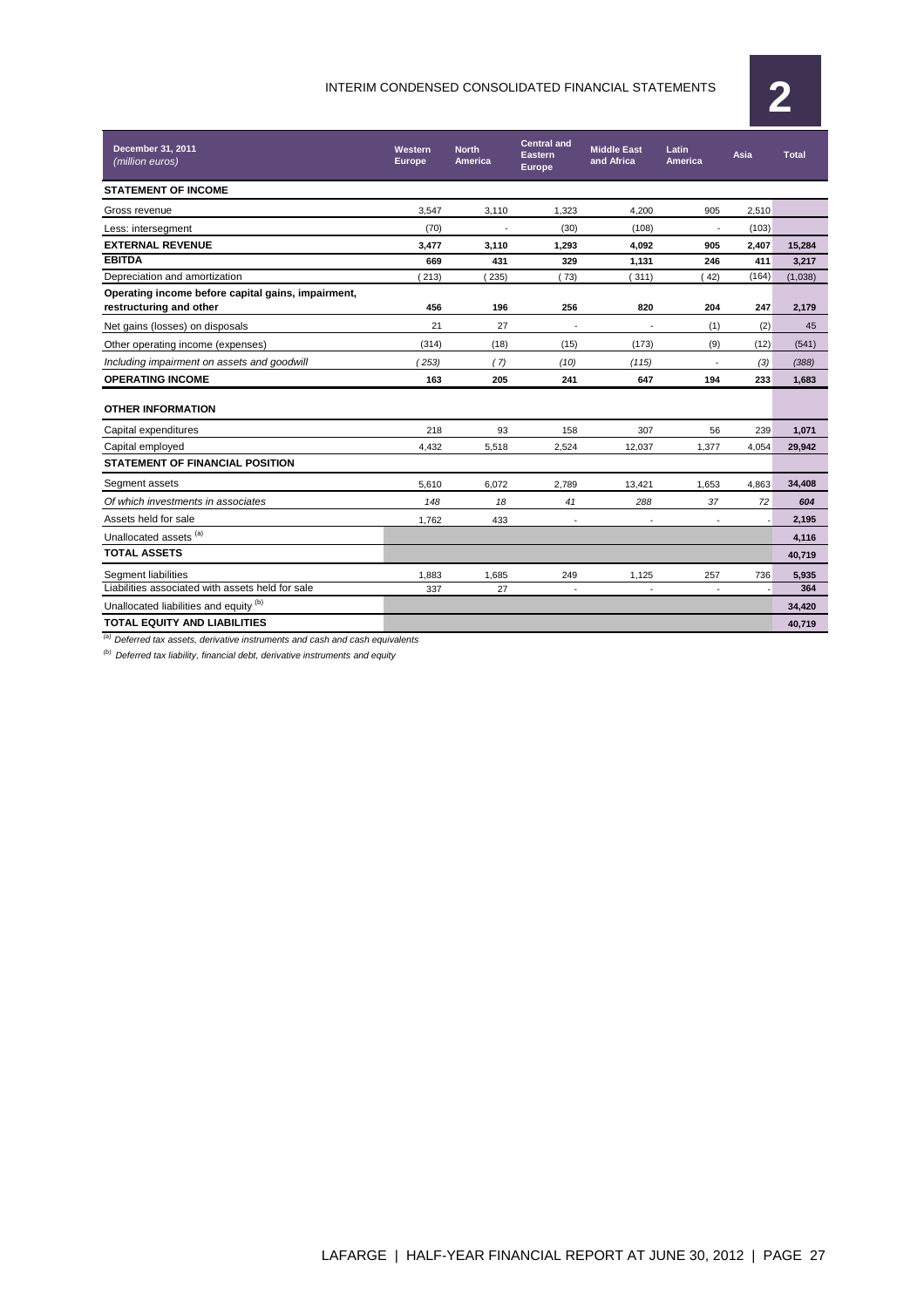| December 31, 2011 *(million euros)* | Western Europe | North America | Central and Eastern Europe | Middle East and Africa | Latin America | Asia | Total |
|---|---|---|---|---|---|---|---|
| **STATEMENT OF INCOME** | | | | | | | |
| Gross revenue | 3,547 | 3,110 | 1,323 | 4,200 | 905 | 2,510 | |
| Less: intersegment | (70) | - | (30) | (108) | - | (103) | |
| **EXTERNAL REVENUE** | **3,477** | **3,110** | **1,293** | **4,092** | **905** | **2,407** | **15,284** |
| **EBITDA** | **669** | **431** | **329** | **1,131** | **246** | **411** | **3,217** |
| Depreciation and amortization | (213) | (235) | (73) | (311) | (42) | (164) | (1,038) |
| **Operating income before capital gains, impairment, restructuring and other** | **456** | **196** | **256** | **820** | **204** | **247** | **2,179** |
| Net gains (losses) on disposals | 21 | 27 | - | - | (1) | (2) | 45 |
| Other operating income (expenses) | (314) | (18) | (15) | (173) | (9) | (12) | (541) |
| *Including impairment on assets and goodwill* | *(253)* | *(7)* | *(10)* | *(115)* | *-* | *(3)* | *(388)* |
| **OPERATING INCOME** | **163** | **205** | **241** | **647** | **194** | **233** | **1,683** |
| **OTHER INFORMATION** | | | | | | | |
| Capital expenditures | 218 | 93 | 158 | 307 | 56 | 239 | **1,071** |
| Capital employed | 4,432 | 5,518 | 2,524 | 12,037 | 1,377 | 4,054 | **29,942** |
| **STATEMENT OF FINANCIAL POSITION** | | | | | | | |
| Segment assets | 5,610 | 6,072 | 2,789 | 13,421 | 1,653 | 4,863 | **34,408** |
| *Of which investments in associates* | *148* | *18* | *41* | *288* | *37* | *72* | ***604*** |
| Assets held for sale | 1,762 | 433 | - | - | - | - | **2,195** |
| Unallocated assets [(a)] | | | | | | | **4,116** |
| **TOTAL ASSETS** | | | | | | | **40,719** |
| Segment liabilities | 1,883 | 1,685 | 249 | 1,125 | 257 | 736 | **5,935** |
| Liabilities associated with assets held for sale | 337 | 27 | - | - | - | - | **364** |
| Unallocated liabilities and equity [(b)] | | | | | | | **34,420** |
| **TOTAL EQUITY AND LIABILITIES** | | | | | | | **40,719** |

[(a)] *Deferred tax assets, derivative instruments and cash and cash equivalents*

[(b)] *Deferred tax liability, financial debt, derivative instruments and equity*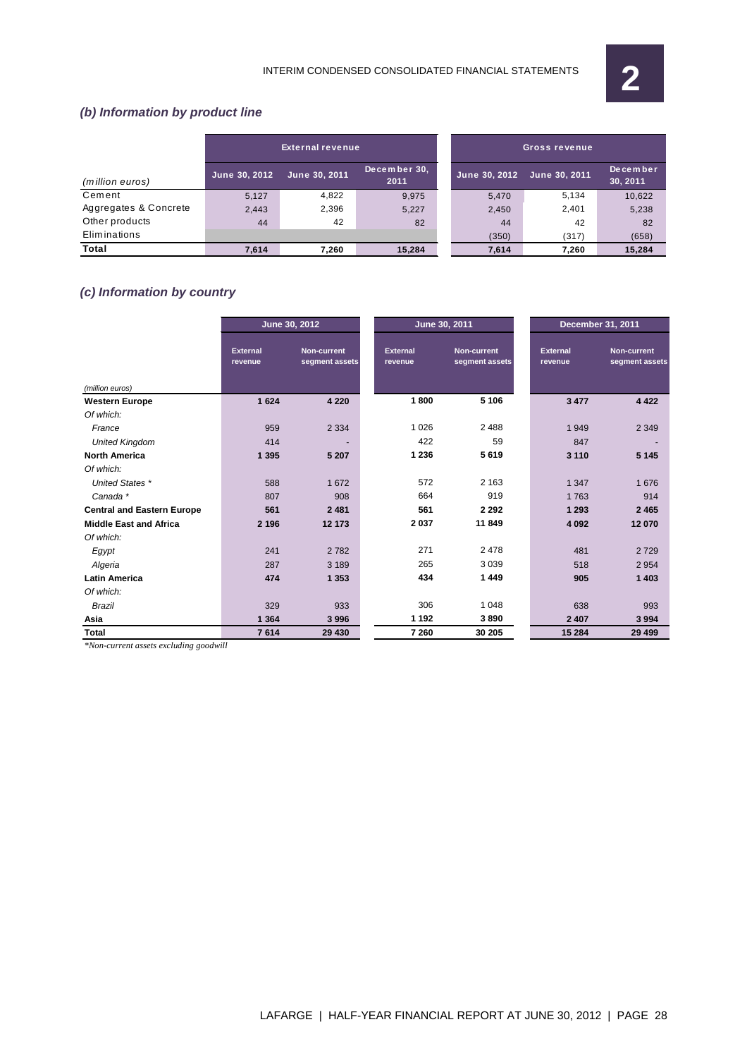### *(b) Information by product line*

| *(million euros)* | External revenue | | | Gross revenue | | |
|---|---|---|---|---|---|---|
| | June 30, 2012 | June 30, 2011 | December 30, 2011 | June 30, 2012 | June 30, 2011 | December 30, 2011 |
| Cement | 5,127 | 4,822 | 9,975 | 5,470 | 5,134 | 10,622 |
| Aggregates & Concrete | 2,443 | 2,396 | 5,227 | 2,450 | 2,401 | 5,238 |
| Other products | 44 | 42 | 82 | 44 | 42 | 82 |
| Eliminations | | | | (350) | (317) | (658) |
| **Total** | **7,614** | **7,260** | **15,284** | **7,614** | **7,260** | **15,284** |

### *(c) Information by country*

| *(million euros)* | June 30, 2012 | | June 30, 2011 | | December 31, 2011 | |
|---|---|---|---|---|---|---|
| | External revenue | Non-current segment assets | External revenue | Non-current segment assets | External revenue | Non-current segment assets |
| **Western Europe** | **1 624** | **4 220** | **1 800** | **5 106** | **3 477** | **4 422** |
| *Of which:* | | | | | | |
| *France* | 959 | 2 334 | 1 026 | 2 488 | 1 949 | 2 349 |
| *United Kingdom* | 414 | - | 422 | 59 | 847 | - |
| **North America** | **1 395** | **5 207** | **1 236** | **5 619** | **3 110** | **5 145** |
| *Of which:* | | | | | | |
| *United States \** | 588 | 1 672 | 572 | 2 163 | 1 347 | 1 676 |
| *Canada \** | 807 | 908 | 664 | 919 | 1 763 | 914 |
| **Central and Eastern Europe** | **561** | **2 481** | **561** | **2 292** | **1 293** | **2 465** |
| **Middle East and Africa** | **2 196** | **12 173** | **2 037** | **11 849** | **4 092** | **12 070** |
| *Of which:* | | | | | | |
| *Egypt* | 241 | 2 782 | 271 | 2 478 | 481 | 2 729 |
| *Algeria* | 287 | 3 189 | 265 | 3 039 | 518 | 2 954 |
| **Latin America** | **474** | **1 353** | **434** | **1 449** | **905** | **1 403** |
| *Of which:* | | | | | | |
| *Brazil* | 329 | 933 | 306 | 1 048 | 638 | 993 |
| **Asia** | **1 364** | **3 996** | **1 192** | **3 890** | **2 407** | **3 994** |
| **Total** | **7 614** | **29 430** | **7 260** | **30 205** | **15 284** | **29 499** |

*\*Non-current assets excluding goodwill*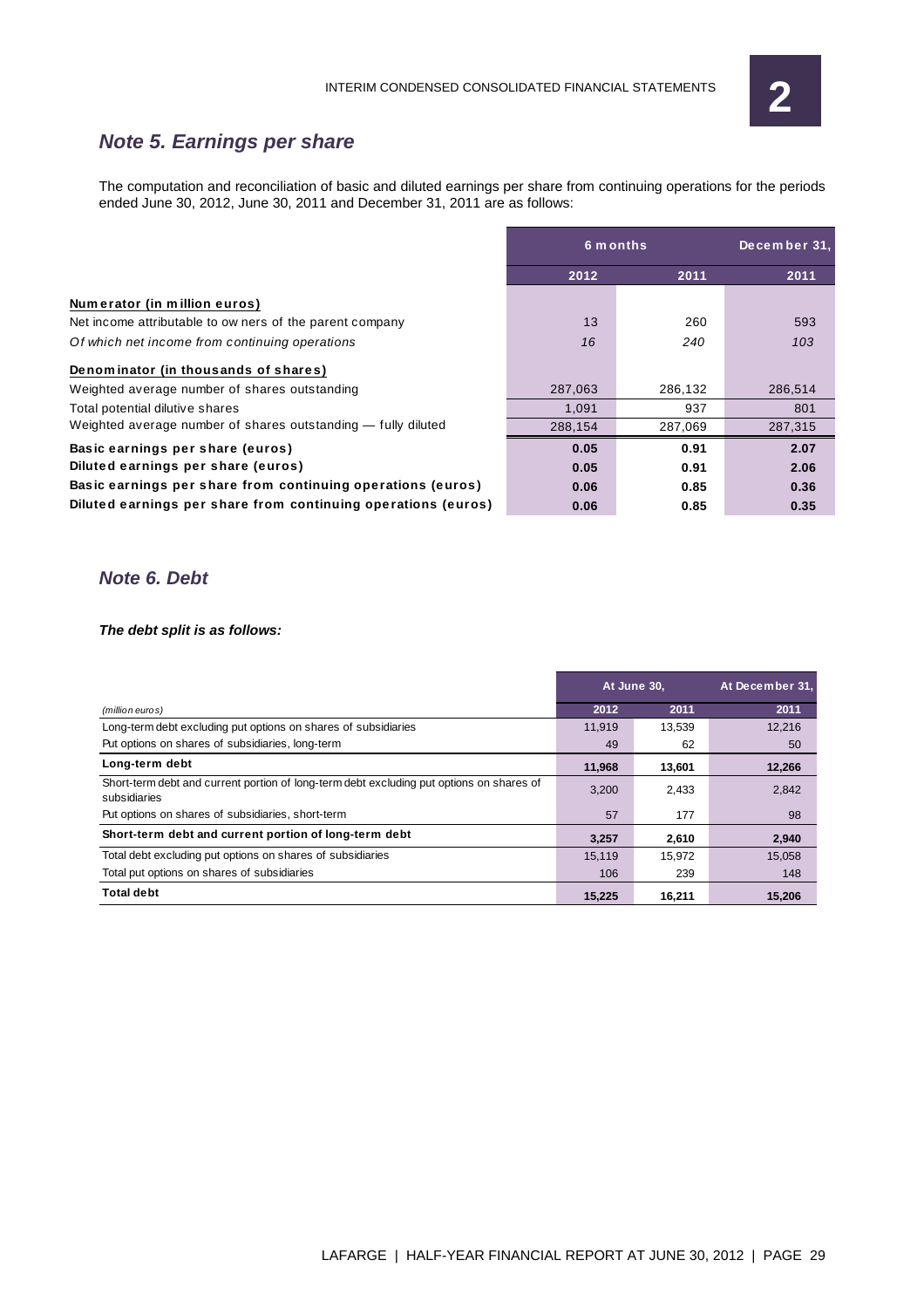## Note 5. Earnings per share

The computation and reconciliation of basic and diluted earnings per share from continuing operations for the periods ended June 30, 2012, June 30, 2011 and December 31, 2011 are as follows:

| | 6 months | | December 31, |
|---|---|---|---|
| | 2012 | 2011 | 2011 |
| **Numerator (in million euros)** | | | |
| Net income attributable to owners of the parent company | 13 | 260 | 593 |
| *Of which net income from continuing operations* | *16* | *240* | *103* |
| **Denominator (in thousands of shares)** | | | |
| Weighted average number of shares outstanding | 287,063 | 286,132 | 286,514 |
| Total potential dilutive shares | 1,091 | 937 | 801 |
| Weighted average number of shares outstanding — fully diluted | 288,154 | 287,069 | 287,315 |
| **Basic earnings per share (euros)** | **0.05** | **0.91** | **2.07** |
| **Diluted earnings per share (euros)** | **0.05** | **0.91** | **2.06** |
| **Basic earnings per share from continuing operations (euros)** | **0.06** | **0.85** | **0.36** |
| **Diluted earnings per share from continuing operations (euros)** | **0.06** | **0.85** | **0.35** |

## Note 6. Debt

***The debt split is as follows:***

| | At June 30, | | At December 31, |
|---|---|---|---|
| *(million euros)* | 2012 | 2011 | 2011 |
| Long-term debt excluding put options on shares of subsidiaries | 11,919 | 13,539 | 12,216 |
| Put options on shares of subsidiaries, long-term | 49 | 62 | 50 |
| **Long-term debt** | **11,968** | **13,601** | **12,266** |
| Short-term debt and current portion of long-term debt excluding put options on shares of subsidiaries | 3,200 | 2,433 | 2,842 |
| Put options on shares of subsidiaries, short-term | 57 | 177 | 98 |
| **Short-term debt and current portion of long-term debt** | **3,257** | **2,610** | **2,940** |
| Total debt excluding put options on shares of subsidiaries | 15,119 | 15,972 | 15,058 |
| Total put options on shares of subsidiaries | 106 | 239 | 148 |
| **Total debt** | **15,225** | **16,211** | **15,206** |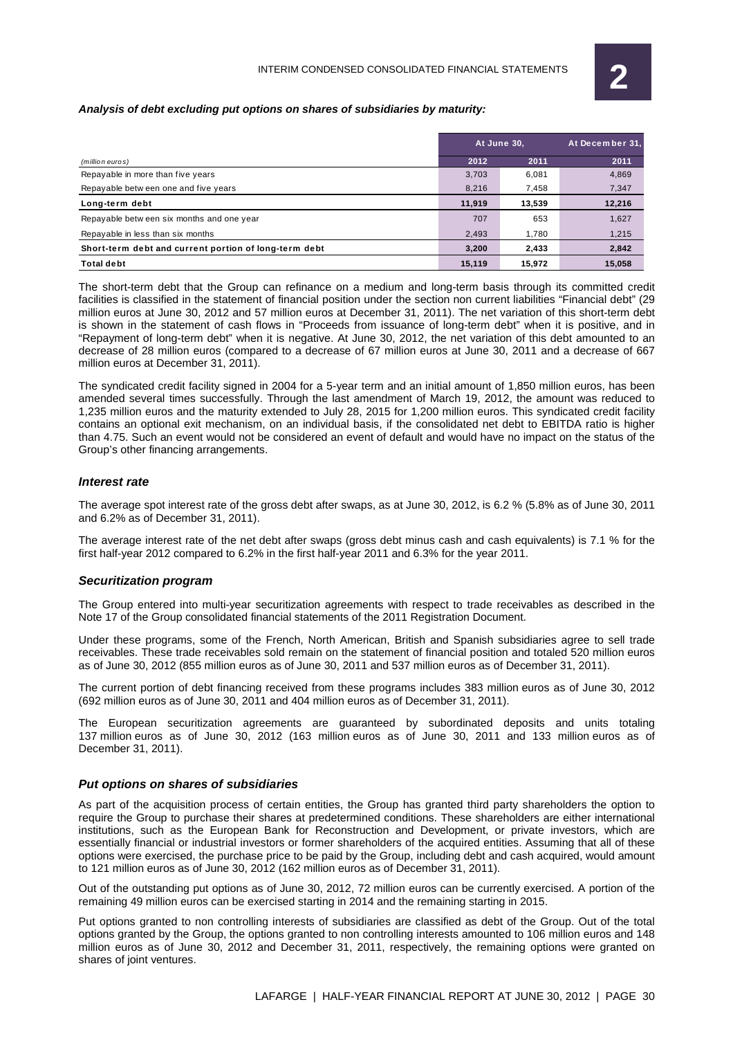***Analysis of debt excluding put options on shares of subsidiaries by maturity:***

| | At June 30, | | At December 31, |
|---|---|---|---|
| *(million euros)* | 2012 | 2011 | 2011 |
| Repayable in more than five years | 3,703 | 6,081 | 4,869 |
| Repayable between one and five years | 8,216 | 7,458 | 7,347 |
| **Long-term debt** | **11,919** | **13,539** | **12,216** |
| Repayable between six months and one year | 707 | 653 | 1,627 |
| Repayable in less than six months | 2,493 | 1,780 | 1,215 |
| **Short-term debt and current portion of long-term debt** | **3,200** | **2,433** | **2,842** |
| **Total debt** | **15,119** | **15,972** | **15,058** |

The short-term debt that the Group can refinance on a medium and long-term basis through its committed credit facilities is classified in the statement of financial position under the section non current liabilities "Financial debt" (29 million euros at June 30, 2012 and 57 million euros at December 31, 2011). The net variation of this short-term debt is shown in the statement of cash flows in "Proceeds from issuance of long-term debt" when it is positive, and in "Repayment of long-term debt" when it is negative. At June 30, 2012, the net variation of this debt amounted to an decrease of 28 million euros (compared to a decrease of 67 million euros at June 30, 2011 and a decrease of 667 million euros at December 31, 2011).

The syndicated credit facility signed in 2004 for a 5-year term and an initial amount of 1,850 million euros, has been amended several times successfully. Through the last amendment of March 19, 2012, the amount was reduced to 1,235 million euros and the maturity extended to July 28, 2015 for 1,200 million euros. This syndicated credit facility contains an optional exit mechanism, on an individual basis, if the consolidated net debt to EBITDA ratio is higher than 4.75. Such an event would not be considered an event of default and would have no impact on the status of the Group's other financing arrangements.

### *Interest rate*

The average spot interest rate of the gross debt after swaps, as at June 30, 2012, is 6.2 % (5.8% as of June 30, 2011 and 6.2% as of December 31, 2011).

The average interest rate of the net debt after swaps (gross debt minus cash and cash equivalents) is 7.1 % for the first half-year 2012 compared to 6.2% in the first half-year 2011 and 6.3% for the year 2011.

### *Securitization program*

The Group entered into multi-year securitization agreements with respect to trade receivables as described in the Note 17 of the Group consolidated financial statements of the 2011 Registration Document.

Under these programs, some of the French, North American, British and Spanish subsidiaries agree to sell trade receivables. These trade receivables sold remain on the statement of financial position and totaled 520 million euros as of June 30, 2012 (855 million euros as of June 30, 2011 and 537 million euros as of December 31, 2011).

The current portion of debt financing received from these programs includes 383 million euros as of June 30, 2012 (692 million euros as of June 30, 2011 and 404 million euros as of December 31, 2011).

The European securitization agreements are guaranteed by subordinated deposits and units totaling 137 million euros as of June 30, 2012 (163 million euros as of June 30, 2011 and 133 million euros as of December 31, 2011).

### *Put options on shares of subsidiaries*

As part of the acquisition process of certain entities, the Group has granted third party shareholders the option to require the Group to purchase their shares at predetermined conditions. These shareholders are either international institutions, such as the European Bank for Reconstruction and Development, or private investors, which are essentially financial or industrial investors or former shareholders of the acquired entities. Assuming that all of these options were exercised, the purchase price to be paid by the Group, including debt and cash acquired, would amount to 121 million euros as of June 30, 2012 (162 million euros as of December 31, 2011).

Out of the outstanding put options as of June 30, 2012, 72 million euros can be currently exercised. A portion of the remaining 49 million euros can be exercised starting in 2014 and the remaining starting in 2015.

Put options granted to non controlling interests of subsidiaries are classified as debt of the Group. Out of the total options granted by the Group, the options granted to non controlling interests amounted to 106 million euros and 148 million euros as of June 30, 2012 and December 31, 2011, respectively, the remaining options were granted on shares of joint ventures.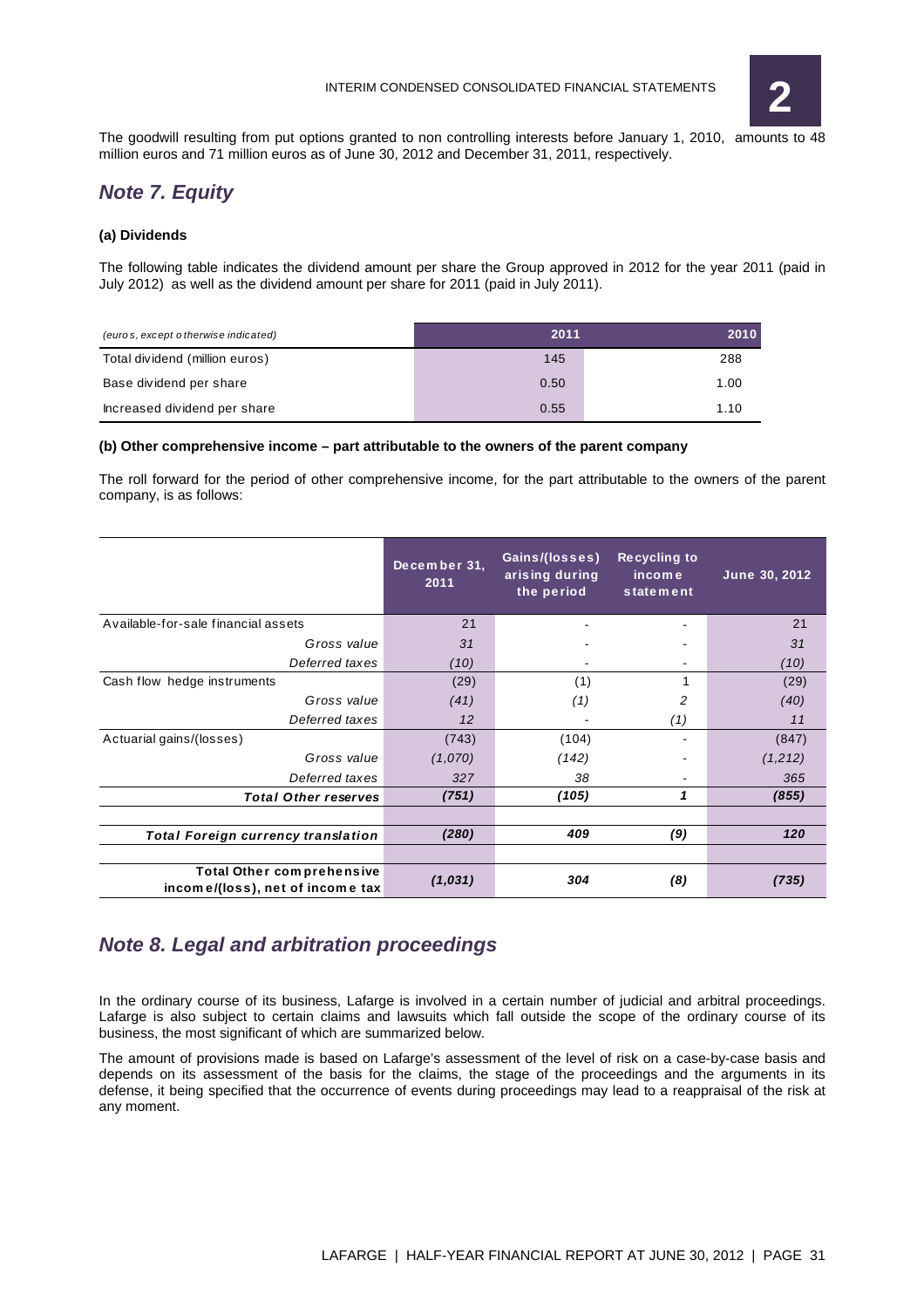The goodwill resulting from put options granted to non controlling interests before January 1, 2010, amounts to 48 million euros and 71 million euros as of June 30, 2012 and December 31, 2011, respectively.

## *Note 7. Equity*

### (a) Dividends

The following table indicates the dividend amount per share the Group approved in 2012 for the year 2011 (paid in July 2012) as well as the dividend amount per share for 2011 (paid in July 2011).

| *(euros, except otherwise indicated)* | 2011 | 2010 |
|---|---|---|
| Total dividend (million euros) | 145 | 288 |
| Base dividend per share | 0.50 | 1.00 |
| Increased dividend per share | 0.55 | 1.10 |

### (b) Other comprehensive income – part attributable to the owners of the parent company

The roll forward for the period of other comprehensive income, for the part attributable to the owners of the parent company, is as follows:

| | December 31, 2011 | Gains/(losses) arising during the period | Recycling to income statement | June 30, 2012 |
|---|---|---|---|---|
| Available-for-sale financial assets | 21 | - | - | 21 |
| *Gross value* | *31* | - | - | *31* |
| *Deferred taxes* | *(10)* | - | - | *(10)* |
| Cash flow hedge instruments | (29) | (1) | 1 | (29) |
| *Gross value* | *(41)* | *(1)* | *2* | *(40)* |
| *Deferred taxes* | *12* | - | *(1)* | *11* |
| Actuarial gains/(losses) | (743) | (104) | - | (847) |
| *Gross value* | *(1,070)* | *(142)* | - | *(1,212)* |
| *Deferred taxes* | *327* | *38* | - | *365* |
| ***Total Other reserves*** | ***(751)*** | ***(105)*** | ***1*** | ***(855)*** |
| | | | | |
| ***Total Foreign currency translation*** | ***(280)*** | ***409*** | ***(9)*** | ***120*** |
| | | | | |
| **Total Other comprehensive income/(loss), net of income tax** | ***(1,031)*** | ***304*** | ***(8)*** | ***(735)*** |

## *Note 8. Legal and arbitration proceedings*

In the ordinary course of its business, Lafarge is involved in a certain number of judicial and arbitral proceedings. Lafarge is also subject to certain claims and lawsuits which fall outside the scope of the ordinary course of its business, the most significant of which are summarized below.

The amount of provisions made is based on Lafarge's assessment of the level of risk on a case-by-case basis and depends on its assessment of the basis for the claims, the stage of the proceedings and the arguments in its defense, it being specified that the occurrence of events during proceedings may lead to a reappraisal of the risk at any moment.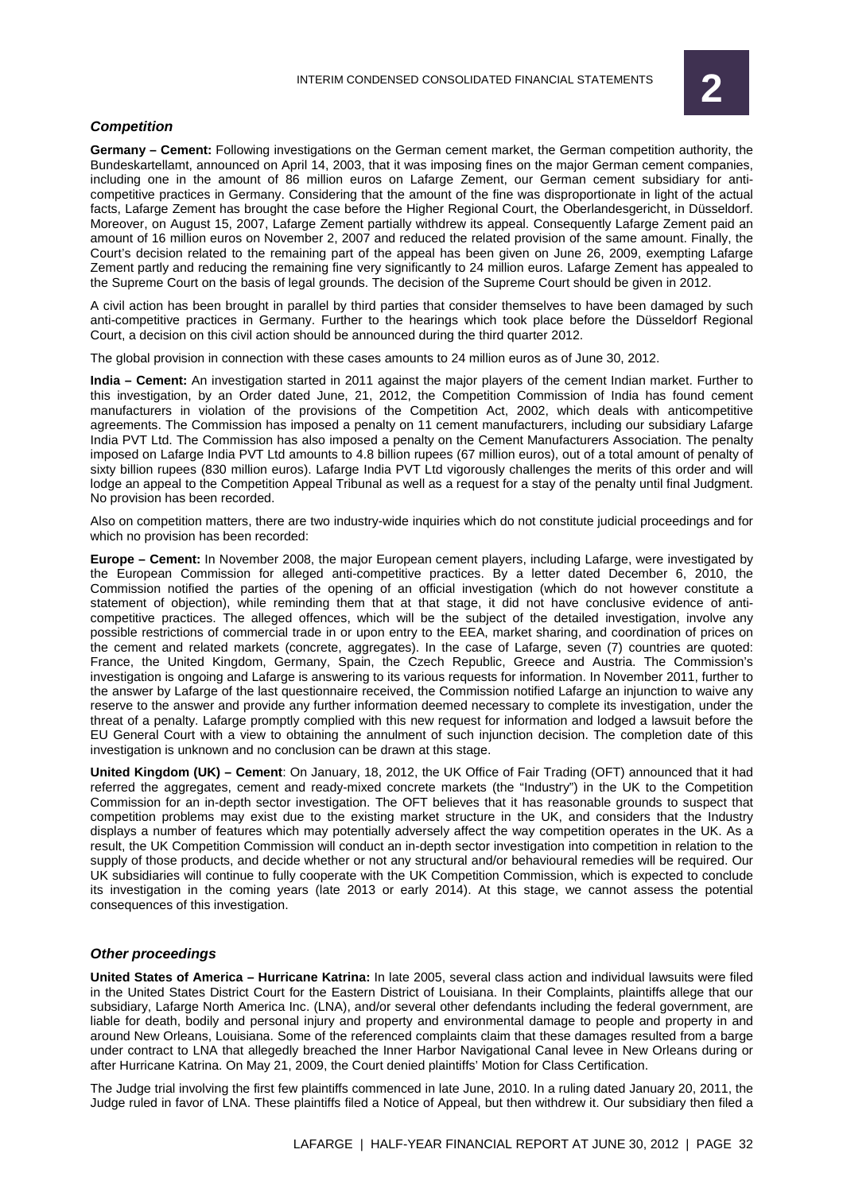### *Competition*

**Germany – Cement:** Following investigations on the German cement market, the German competition authority, the Bundeskartellamt, announced on April 14, 2003, that it was imposing fines on the major German cement companies, including one in the amount of 86 million euros on Lafarge Zement, our German cement subsidiary for anti-competitive practices in Germany. Considering that the amount of the fine was disproportionate in light of the actual facts, Lafarge Zement has brought the case before the Higher Regional Court, the Oberlandesgericht, in Düsseldorf. Moreover, on August 15, 2007, Lafarge Zement partially withdrew its appeal. Consequently Lafarge Zement paid an amount of 16 million euros on November 2, 2007 and reduced the related provision of the same amount. Finally, the Court's decision related to the remaining part of the appeal has been given on June 26, 2009, exempting Lafarge Zement partly and reducing the remaining fine very significantly to 24 million euros. Lafarge Zement has appealed to the Supreme Court on the basis of legal grounds. The decision of the Supreme Court should be given in 2012.

A civil action has been brought in parallel by third parties that consider themselves to have been damaged by such anti-competitive practices in Germany. Further to the hearings which took place before the Düsseldorf Regional Court, a decision on this civil action should be announced during the third quarter 2012.

The global provision in connection with these cases amounts to 24 million euros as of June 30, 2012.

**India – Cement:** An investigation started in 2011 against the major players of the cement Indian market. Further to this investigation, by an Order dated June, 21, 2012, the Competition Commission of India has found cement manufacturers in violation of the provisions of the Competition Act, 2002, which deals with anticompetitive agreements. The Commission has imposed a penalty on 11 cement manufacturers, including our subsidiary Lafarge India PVT Ltd. The Commission has also imposed a penalty on the Cement Manufacturers Association. The penalty imposed on Lafarge India PVT Ltd amounts to 4.8 billion rupees (67 million euros), out of a total amount of penalty of sixty billion rupees (830 million euros). Lafarge India PVT Ltd vigorously challenges the merits of this order and will lodge an appeal to the Competition Appeal Tribunal as well as a request for a stay of the penalty until final Judgment. No provision has been recorded.

Also on competition matters, there are two industry-wide inquiries which do not constitute judicial proceedings and for which no provision has been recorded:

**Europe – Cement:** In November 2008, the major European cement players, including Lafarge, were investigated by the European Commission for alleged anti-competitive practices. By a letter dated December 6, 2010, the Commission notified the parties of the opening of an official investigation (which do not however constitute a statement of objection), while reminding them that at that stage, it did not have conclusive evidence of anti-competitive practices. The alleged offences, which will be the subject of the detailed investigation, involve any possible restrictions of commercial trade in or upon entry to the EEA, market sharing, and coordination of prices on the cement and related markets (concrete, aggregates). In the case of Lafarge, seven (7) countries are quoted: France, the United Kingdom, Germany, Spain, the Czech Republic, Greece and Austria. The Commission's investigation is ongoing and Lafarge is answering to its various requests for information. In November 2011, further to the answer by Lafarge of the last questionnaire received, the Commission notified Lafarge an injunction to waive any reserve to the answer and provide any further information deemed necessary to complete its investigation, under the threat of a penalty. Lafarge promptly complied with this new request for information and lodged a lawsuit before the EU General Court with a view to obtaining the annulment of such injunction decision. The completion date of this investigation is unknown and no conclusion can be drawn at this stage.

**United Kingdom (UK) – Cement**: On January, 18, 2012, the UK Office of Fair Trading (OFT) announced that it had referred the aggregates, cement and ready-mixed concrete markets (the "Industry") in the UK to the Competition Commission for an in-depth sector investigation. The OFT believes that it has reasonable grounds to suspect that competition problems may exist due to the existing market structure in the UK, and considers that the Industry displays a number of features which may potentially adversely affect the way competition operates in the UK. As a result, the UK Competition Commission will conduct an in-depth sector investigation into competition in relation to the supply of those products, and decide whether or not any structural and/or behavioural remedies will be required. Our UK subsidiaries will continue to fully cooperate with the UK Competition Commission, which is expected to conclude its investigation in the coming years (late 2013 or early 2014). At this stage, we cannot assess the potential consequences of this investigation.

### *Other proceedings*

**United States of America – Hurricane Katrina:** In late 2005, several class action and individual lawsuits were filed in the United States District Court for the Eastern District of Louisiana. In their Complaints, plaintiffs allege that our subsidiary, Lafarge North America Inc. (LNA), and/or several other defendants including the federal government, are liable for death, bodily and personal injury and property and environmental damage to people and property in and around New Orleans, Louisiana. Some of the referenced complaints claim that these damages resulted from a barge under contract to LNA that allegedly breached the Inner Harbor Navigational Canal levee in New Orleans during or after Hurricane Katrina. On May 21, 2009, the Court denied plaintiffs' Motion for Class Certification.

The Judge trial involving the first few plaintiffs commenced in late June, 2010. In a ruling dated January 20, 2011, the Judge ruled in favor of LNA. These plaintiffs filed a Notice of Appeal, but then withdrew it. Our subsidiary then filed a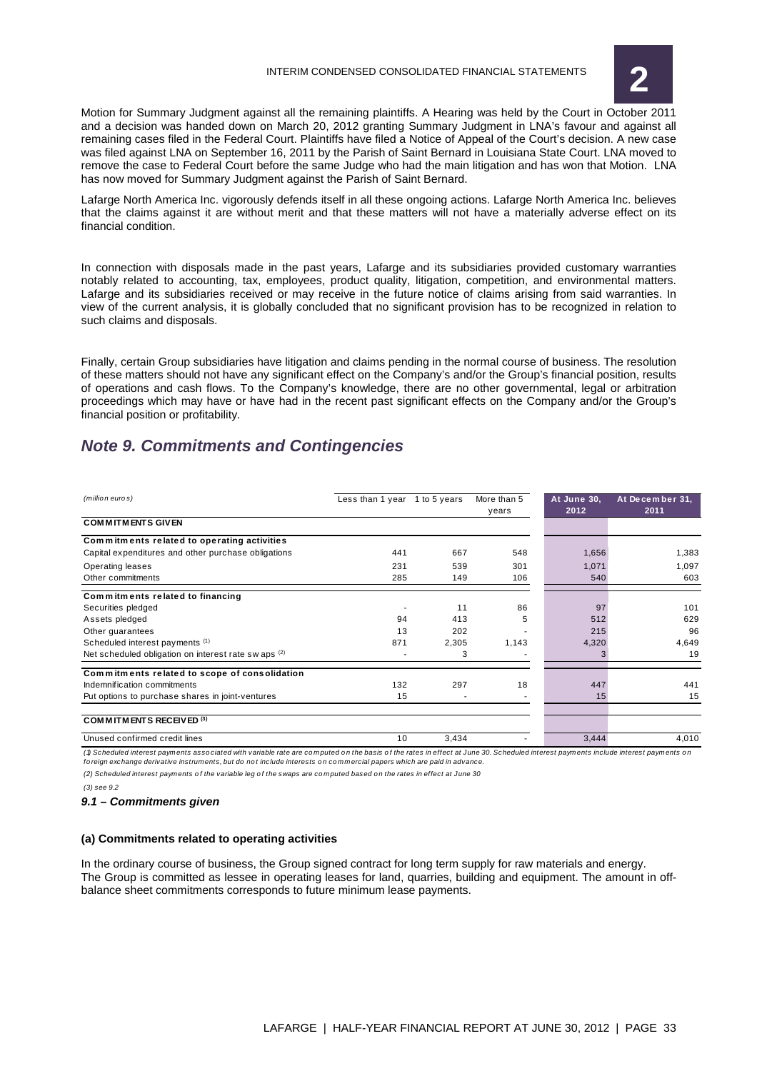Motion for Summary Judgment against all the remaining plaintiffs. A Hearing was held by the Court in October 2011 and a decision was handed down on March 20, 2012 granting Summary Judgment in LNA's favour and against all remaining cases filed in the Federal Court. Plaintiffs have filed a Notice of Appeal of the Court's decision. A new case was filed against LNA on September 16, 2011 by the Parish of Saint Bernard in Louisiana State Court. LNA moved to remove the case to Federal Court before the same Judge who had the main litigation and has won that Motion. LNA has now moved for Summary Judgment against the Parish of Saint Bernard.

Lafarge North America Inc. vigorously defends itself in all these ongoing actions. Lafarge North America Inc. believes that the claims against it are without merit and that these matters will not have a materially adverse effect on its financial condition.

In connection with disposals made in the past years, Lafarge and its subsidiaries provided customary warranties notably related to accounting, tax, employees, product quality, litigation, competition, and environmental matters. Lafarge and its subsidiaries received or may receive in the future notice of claims arising from said warranties. In view of the current analysis, it is globally concluded that no significant provision has to be recognized in relation to such claims and disposals.

Finally, certain Group subsidiaries have litigation and claims pending in the normal course of business. The resolution of these matters should not have any significant effect on the Company's and/or the Group's financial position, results of operations and cash flows. To the Company's knowledge, there are no other governmental, legal or arbitration proceedings which may have or have had in the recent past significant effects on the Company and/or the Group's financial position or profitability.

## Note 9. Commitments and Contingencies

| *(million euros)* | Less than 1 year | 1 to 5 years | More than 5 years | At June 30, 2012 | At December 31, 2011 |
|---|---|---|---|---|---|
| **COMMITMENTS GIVEN** | | | | | |
| **Commitments related to operating activities** | | | | | |
| Capital expenditures and other purchase obligations | 441 | 667 | 548 | 1,656 | 1,383 |
| Operating leases | 231 | 539 | 301 | 1,071 | 1,097 |
| Other commitments | 285 | 149 | 106 | 540 | 603 |
| **Commitments related to financing** | | | | | |
| Securities pledged | - | 11 | 86 | 97 | 101 |
| Assets pledged | 94 | 413 | 5 | 512 | 629 |
| Other guarantees | 13 | 202 | - | 215 | 96 |
| Scheduled interest payments (1) | 871 | 2,305 | 1,143 | 4,320 | 4,649 |
| Net scheduled obligation on interest rate swaps (2) | - | 3 | - | 3 | 19 |
| **Commitments related to scope of consolidation** | | | | | |
| Indemnification commitments | 132 | 297 | 18 | 447 | 441 |
| Put options to purchase shares in joint-ventures | 15 | - | - | 15 | 15 |
| **COMMITMENTS RECEIVED (3)** | | | | | |
| Unused confirmed credit lines | 10 | 3,434 | - | 3,444 | 4,010 |

*(1) Scheduled interest payments associated with variable rate are computed on the basis of the rates in effect at June 30. Scheduled interest payments include interest payments on foreign exchange derivative instruments, but do not include interests on commercial papers which are paid in advance.*

*(2) Scheduled interest payments of the variable leg of the swaps are computed based on the rates in effect at June 30*

*(3) see 9.2*

### *9.1 – Commitments given*

#### (a) Commitments related to operating activities

In the ordinary course of business, the Group signed contract for long term supply for raw materials and energy. The Group is committed as lessee in operating leases for land, quarries, building and equipment. The amount in off-balance sheet commitments corresponds to future minimum lease payments.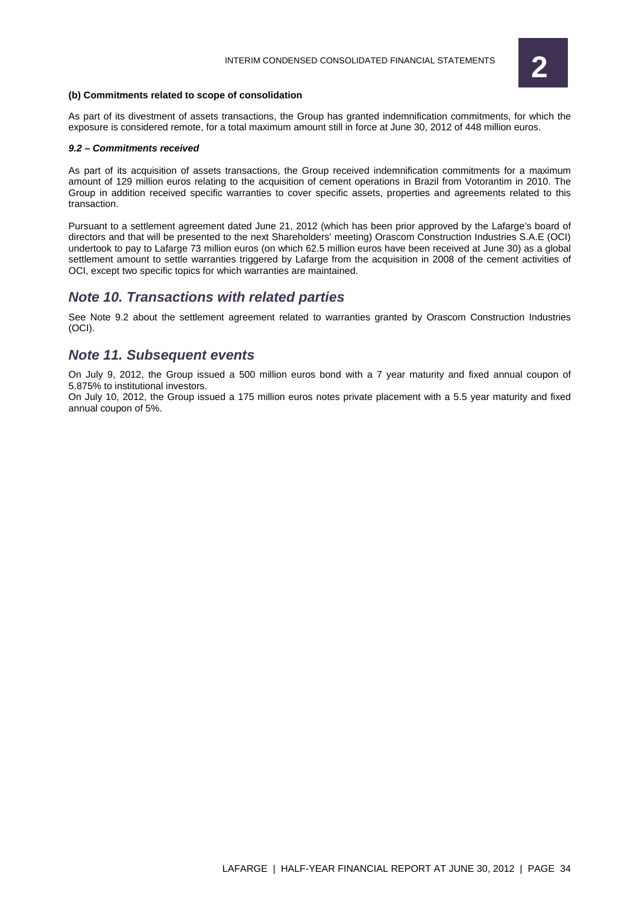**(b) Commitments related to scope of consolidation**

As part of its divestment of assets transactions, the Group has granted indemnification commitments, for which the exposure is considered remote, for a total maximum amount still in force at June 30, 2012 of 448 million euros.

***9.2 – Commitments received***

As part of its acquisition of assets transactions, the Group received indemnification commitments for a maximum amount of 129 million euros relating to the acquisition of cement operations in Brazil from Votorantim in 2010. The Group in addition received specific warranties to cover specific assets, properties and agreements related to this transaction.

Pursuant to a settlement agreement dated June 21, 2012 (which has been prior approved by the Lafarge's board of directors and that will be presented to the next Shareholders' meeting) Orascom Construction Industries S.A.E (OCI) undertook to pay to Lafarge 73 million euros (on which 62.5 million euros have been received at June 30) as a global settlement amount to settle warranties triggered by Lafarge from the acquisition in 2008 of the cement activities of OCI, except two specific topics for which warranties are maintained.

## *Note 10. Transactions with related parties*

See Note 9.2 about the settlement agreement related to warranties granted by Orascom Construction Industries (OCI).

## *Note 11. Subsequent events*

On July 9, 2012, the Group issued a 500 million euros bond with a 7 year maturity and fixed annual coupon of 5.875% to institutional investors.

On July 10, 2012, the Group issued a 175 million euros notes private placement with a 5.5 year maturity and fixed annual coupon of 5%.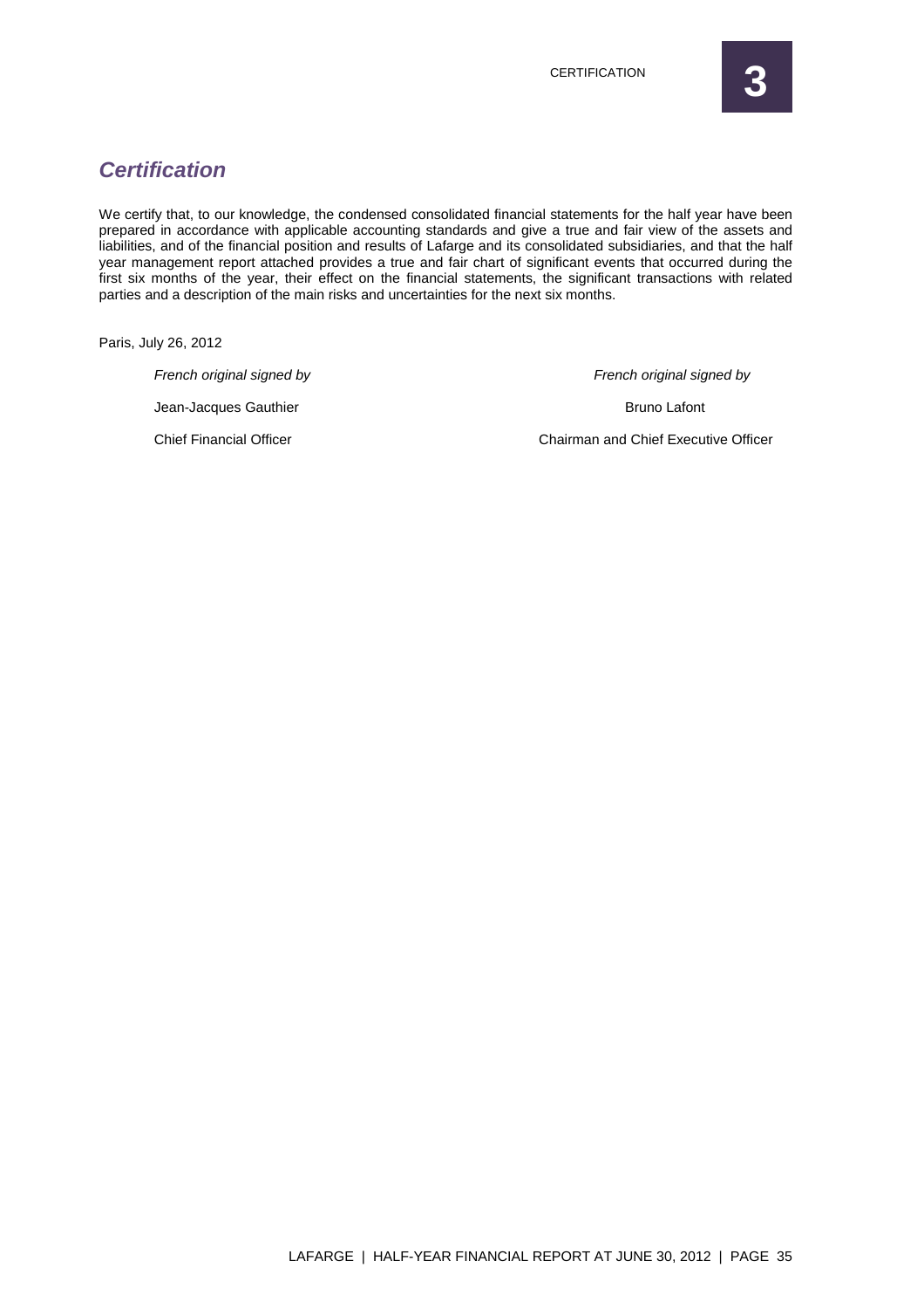## *Certification*

We certify that, to our knowledge, the condensed consolidated financial statements for the half year have been prepared in accordance with applicable accounting standards and give a true and fair view of the assets and liabilities, and of the financial position and results of Lafarge and its consolidated subsidiaries, and that the half year management report attached provides a true and fair chart of significant events that occurred during the first six months of the year, their effect on the financial statements, the significant transactions with related parties and a description of the main risks and uncertainties for the next six months.

Paris, July 26, 2012

*French original signed by*

Jean-Jacques Gauthier

Chief Financial Officer

*French original signed by*

Bruno Lafont

Chairman and Chief Executive Officer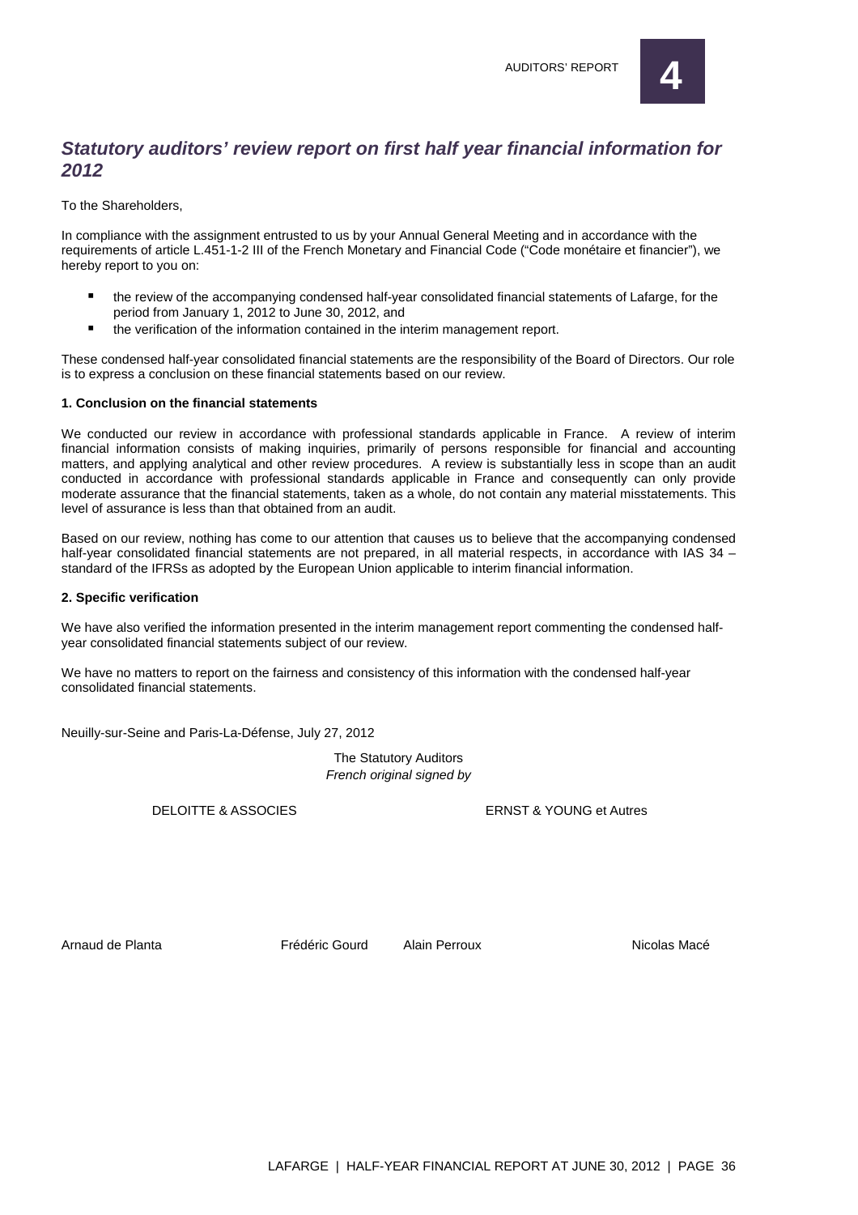## *Statutory auditors' review report on first half year financial information for 2012*

To the Shareholders,

In compliance with the assignment entrusted to us by your Annual General Meeting and in accordance with the requirements of article L.451-1-2 III of the French Monetary and Financial Code ("Code monétaire et financier"), we hereby report to you on:

- the review of the accompanying condensed half-year consolidated financial statements of Lafarge, for the period from January 1, 2012 to June 30, 2012, and
- the verification of the information contained in the interim management report.

These condensed half-year consolidated financial statements are the responsibility of the Board of Directors. Our role is to express a conclusion on these financial statements based on our review.

**1. Conclusion on the financial statements**

We conducted our review in accordance with professional standards applicable in France. A review of interim financial information consists of making inquiries, primarily of persons responsible for financial and accounting matters, and applying analytical and other review procedures. A review is substantially less in scope than an audit conducted in accordance with professional standards applicable in France and consequently can only provide moderate assurance that the financial statements, taken as a whole, do not contain any material misstatements. This level of assurance is less than that obtained from an audit.

Based on our review, nothing has come to our attention that causes us to believe that the accompanying condensed half-year consolidated financial statements are not prepared, in all material respects, in accordance with IAS 34 – standard of the IFRSs as adopted by the European Union applicable to interim financial information.

**2. Specific verification**

We have also verified the information presented in the interim management report commenting the condensed half-year consolidated financial statements subject of our review.

We have no matters to report on the fairness and consistency of this information with the condensed half-year consolidated financial statements.

Neuilly-sur-Seine and Paris-La-Défense, July 27, 2012

The Statutory Auditors
*French original signed by*

DELOITTE & ASSOCIES — ERNST & YOUNG et Autres

Arnaud de Planta — Frédéric Gourd — Alain Perroux — Nicolas Macé